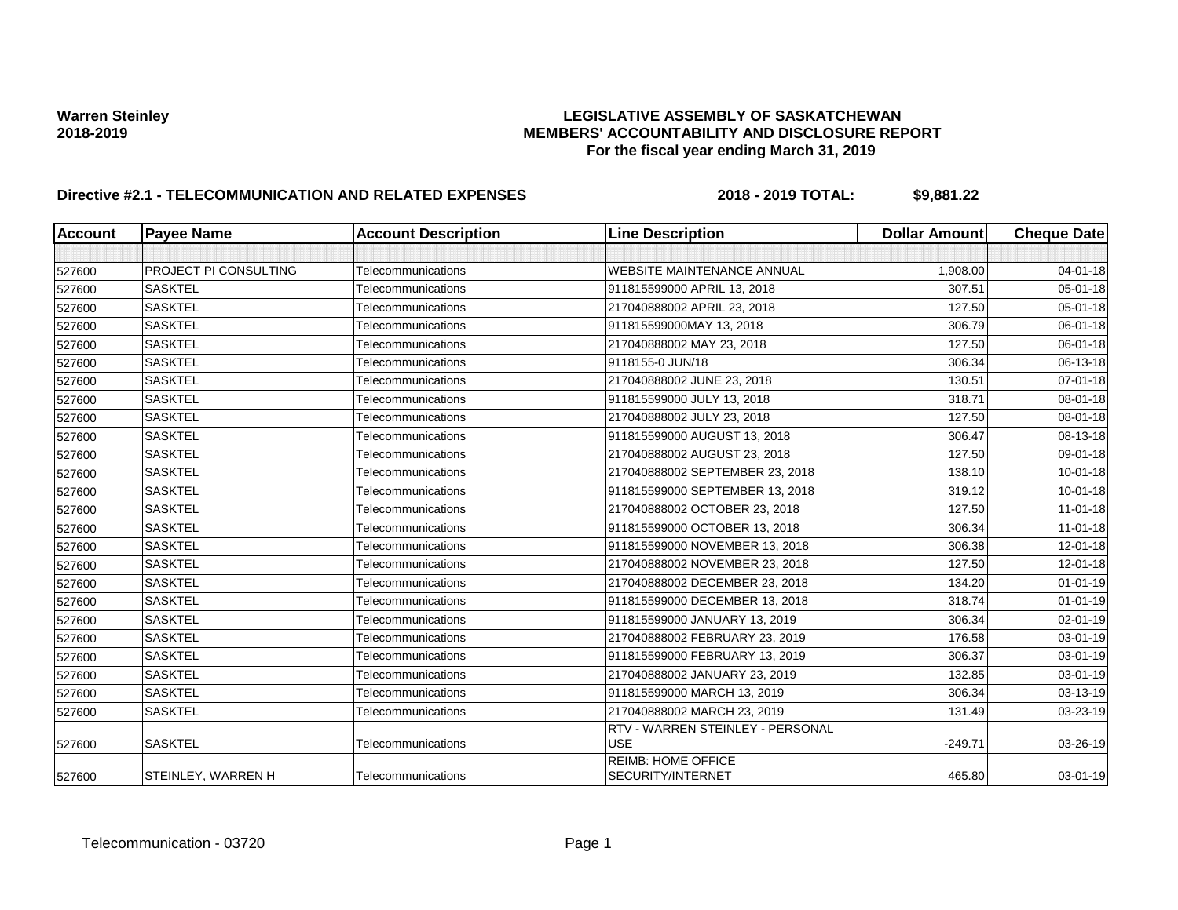**Warren Steinley**
**2018-2019**

**LEGISLATIVE ASSEMBLY OF SASKATCHEWAN**
**MEMBERS' ACCOUNTABILITY AND DISCLOSURE REPORT**
**For the fiscal year ending March 31, 2019**

**Directive #2.1 - TELECOMMUNICATION AND RELATED EXPENSES** **2018 - 2019 TOTAL: $9,881.22**

| Account | Payee Name | Account Description | Line Description | Dollar Amount | Cheque Date |
|---|---|---|---|---|---|
| | | | | | |
| 527600 | PROJECT PI CONSULTING | Telecommunications | WEBSITE MAINTENANCE ANNUAL | 1,908.00 | 04-01-18 |
| 527600 | SASKTEL | Telecommunications | 911815599000 APRIL 13, 2018 | 307.51 | 05-01-18 |
| 527600 | SASKTEL | Telecommunications | 217040888002 APRIL 23, 2018 | 127.50 | 05-01-18 |
| 527600 | SASKTEL | Telecommunications | 911815599000MAY 13, 2018 | 306.79 | 06-01-18 |
| 527600 | SASKTEL | Telecommunications | 217040888002 MAY 23, 2018 | 127.50 | 06-01-18 |
| 527600 | SASKTEL | Telecommunications | 9118155-0 JUN/18 | 306.34 | 06-13-18 |
| 527600 | SASKTEL | Telecommunications | 217040888002 JUNE 23, 2018 | 130.51 | 07-01-18 |
| 527600 | SASKTEL | Telecommunications | 911815599000 JULY 13, 2018 | 318.71 | 08-01-18 |
| 527600 | SASKTEL | Telecommunications | 217040888002 JULY 23, 2018 | 127.50 | 08-01-18 |
| 527600 | SASKTEL | Telecommunications | 911815599000 AUGUST 13, 2018 | 306.47 | 08-13-18 |
| 527600 | SASKTEL | Telecommunications | 217040888002 AUGUST 23, 2018 | 127.50 | 09-01-18 |
| 527600 | SASKTEL | Telecommunications | 217040888002 SEPTEMBER 23, 2018 | 138.10 | 10-01-18 |
| 527600 | SASKTEL | Telecommunications | 911815599000 SEPTEMBER 13, 2018 | 319.12 | 10-01-18 |
| 527600 | SASKTEL | Telecommunications | 217040888002 OCTOBER 23, 2018 | 127.50 | 11-01-18 |
| 527600 | SASKTEL | Telecommunications | 911815599000 OCTOBER 13, 2018 | 306.34 | 11-01-18 |
| 527600 | SASKTEL | Telecommunications | 911815599000 NOVEMBER 13, 2018 | 306.38 | 12-01-18 |
| 527600 | SASKTEL | Telecommunications | 217040888002 NOVEMBER 23, 2018 | 127.50 | 12-01-18 |
| 527600 | SASKTEL | Telecommunications | 217040888002 DECEMBER 23, 2018 | 134.20 | 01-01-19 |
| 527600 | SASKTEL | Telecommunications | 911815599000 DECEMBER 13, 2018 | 318.74 | 01-01-19 |
| 527600 | SASKTEL | Telecommunications | 911815599000 JANUARY 13, 2019 | 306.34 | 02-01-19 |
| 527600 | SASKTEL | Telecommunications | 217040888002 FEBRUARY 23, 2019 | 176.58 | 03-01-19 |
| 527600 | SASKTEL | Telecommunications | 911815599000 FEBRUARY 13, 2019 | 306.37 | 03-01-19 |
| 527600 | SASKTEL | Telecommunications | 217040888002 JANUARY 23, 2019 | 132.85 | 03-01-19 |
| 527600 | SASKTEL | Telecommunications | 911815599000 MARCH 13, 2019 | 306.34 | 03-13-19 |
| 527600 | SASKTEL | Telecommunications | 217040888002 MARCH 23, 2019 | 131.49 | 03-23-19 |
| 527600 | SASKTEL | Telecommunications | RTV - WARREN STEINLEY - PERSONAL USE | -249.71 | 03-26-19 |
| 527600 | STEINLEY, WARREN H | Telecommunications | REIMB: HOME OFFICE SECURITY/INTERNET | 465.80 | 03-01-19 |

Telecommunication - 03720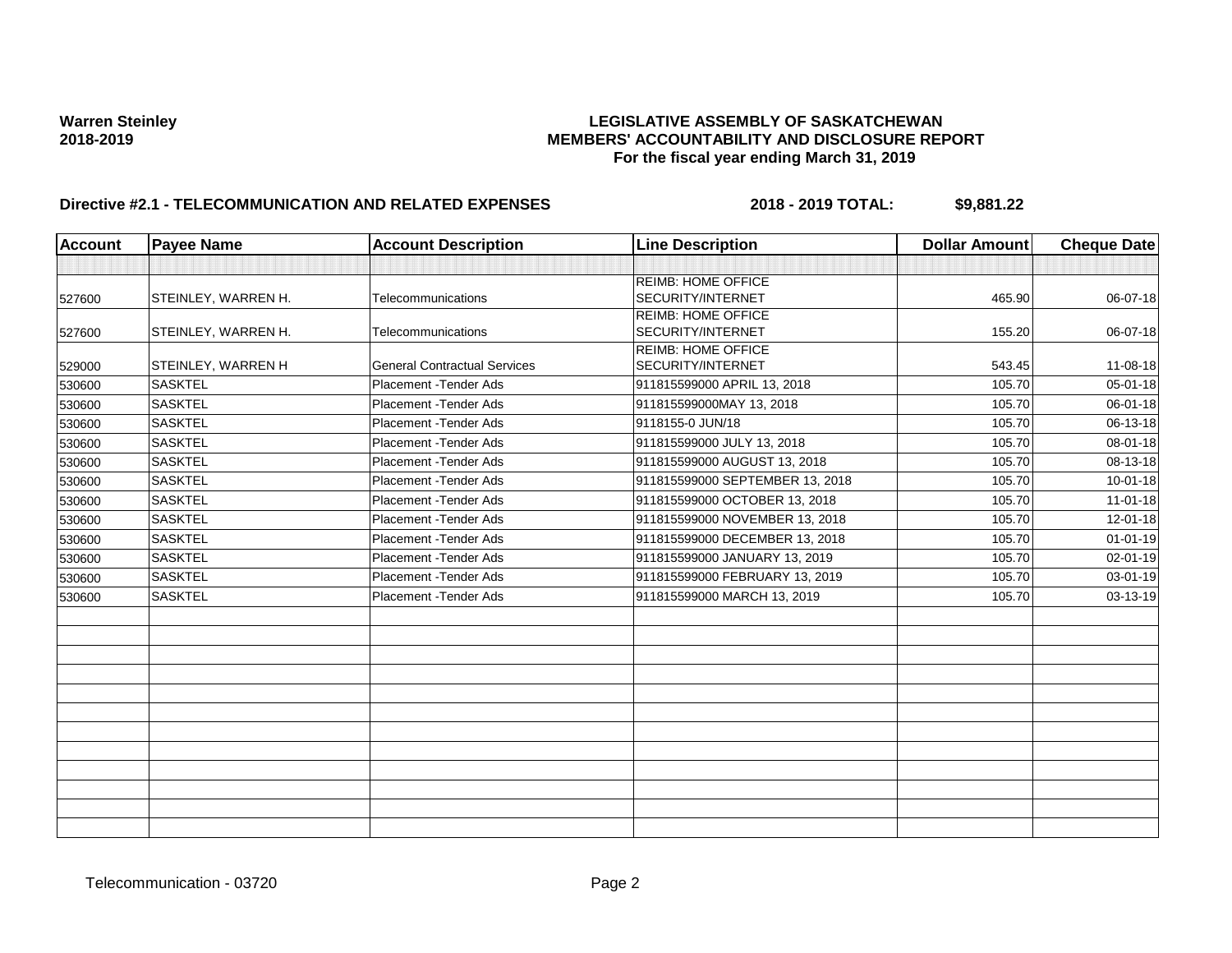**Warren Steinley**
**2018-2019**

# LEGISLATIVE ASSEMBLY OF SASKATCHEWAN
## MEMBERS' ACCOUNTABILITY AND DISCLOSURE REPORT
### For the fiscal year ending March 31, 2019

**Directive #2.1 - TELECOMMUNICATION AND RELATED EXPENSES** **2018 - 2019 TOTAL: $9,881.22**

| Account | Payee Name | Account Description | Line Description | Dollar Amount | Cheque Date |
|---|---|---|---|---|---|
| | | | | | |
| 527600 | STEINLEY, WARREN H. | Telecommunications | REIMB: HOME OFFICE SECURITY/INTERNET | 465.90 | 06-07-18 |
| 527600 | STEINLEY, WARREN H. | Telecommunications | REIMB: HOME OFFICE SECURITY/INTERNET | 155.20 | 06-07-18 |
| 529000 | STEINLEY, WARREN H | General Contractual Services | REIMB: HOME OFFICE SECURITY/INTERNET | 543.45 | 11-08-18 |
| 530600 | SASKTEL | Placement -Tender Ads | 911815599000 APRIL 13, 2018 | 105.70 | 05-01-18 |
| 530600 | SASKTEL | Placement -Tender Ads | 911815599000MAY 13, 2018 | 105.70 | 06-01-18 |
| 530600 | SASKTEL | Placement -Tender Ads | 9118155-0 JUN/18 | 105.70 | 06-13-18 |
| 530600 | SASKTEL | Placement -Tender Ads | 911815599000 JULY 13, 2018 | 105.70 | 08-01-18 |
| 530600 | SASKTEL | Placement -Tender Ads | 911815599000 AUGUST 13, 2018 | 105.70 | 08-13-18 |
| 530600 | SASKTEL | Placement -Tender Ads | 911815599000 SEPTEMBER 13, 2018 | 105.70 | 10-01-18 |
| 530600 | SASKTEL | Placement -Tender Ads | 911815599000 OCTOBER 13, 2018 | 105.70 | 11-01-18 |
| 530600 | SASKTEL | Placement -Tender Ads | 911815599000 NOVEMBER 13, 2018 | 105.70 | 12-01-18 |
| 530600 | SASKTEL | Placement -Tender Ads | 911815599000 DECEMBER 13, 2018 | 105.70 | 01-01-19 |
| 530600 | SASKTEL | Placement -Tender Ads | 911815599000 JANUARY 13, 2019 | 105.70 | 02-01-19 |
| 530600 | SASKTEL | Placement -Tender Ads | 911815599000 FEBRUARY 13, 2019 | 105.70 | 03-01-19 |
| 530600 | SASKTEL | Placement -Tender Ads | 911815599000 MARCH 13, 2019 | 105.70 | 03-13-19 |

Telecommunication - 03720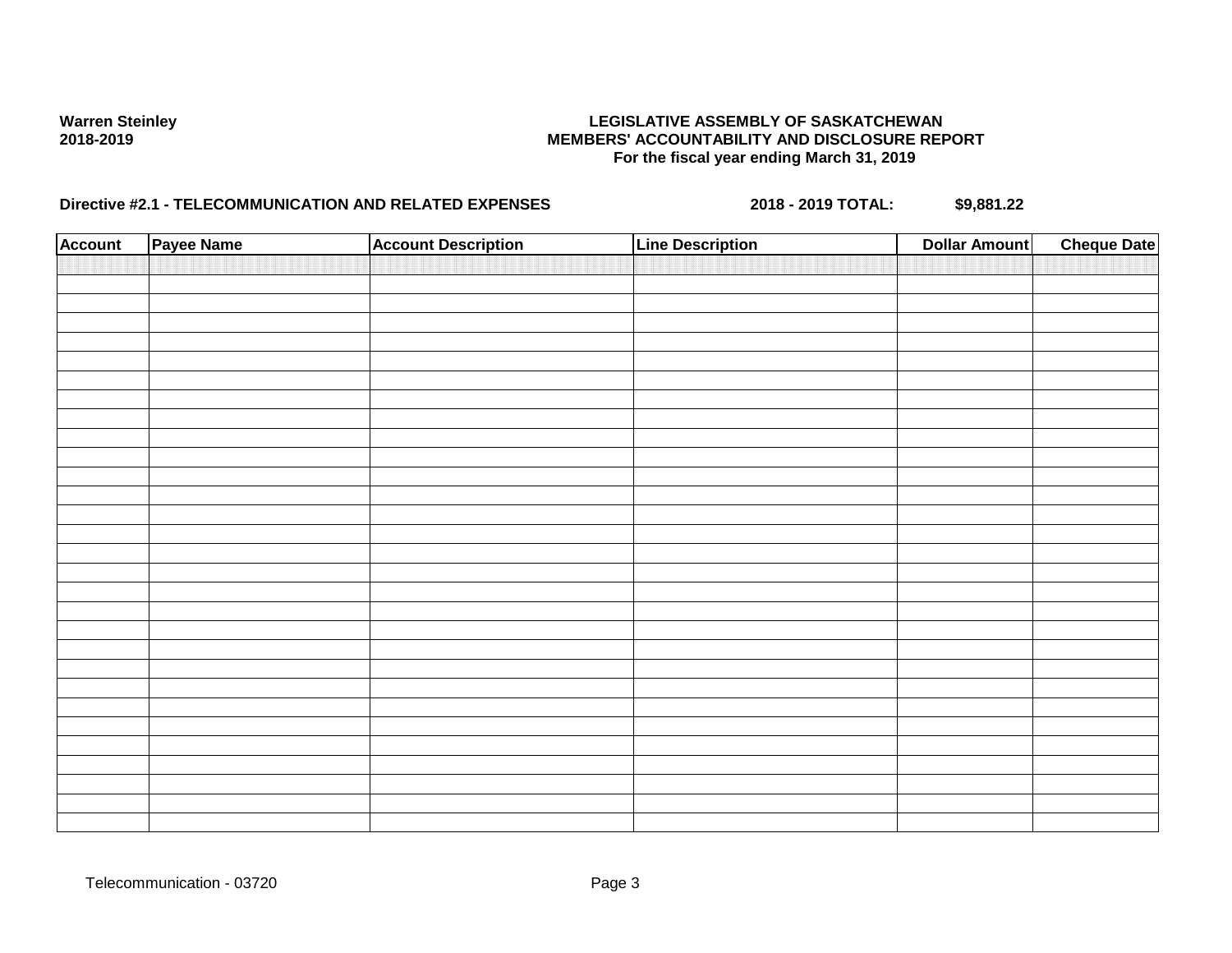**Warren Steinley**
**2018-2019**

**LEGISLATIVE ASSEMBLY OF SASKATCHEWAN**
**MEMBERS' ACCOUNTABILITY AND DISCLOSURE REPORT**
**For the fiscal year ending March 31, 2019**

**Directive #2.1 - TELECOMMUNICATION AND RELATED EXPENSES** **2018 - 2019 TOTAL: $9,881.22**

| Account | Payee Name | Account Description | Line Description | Dollar Amount | Cheque Date |
|---|---|---|---|---|---|
| | | | | | |

Telecommunication - 03720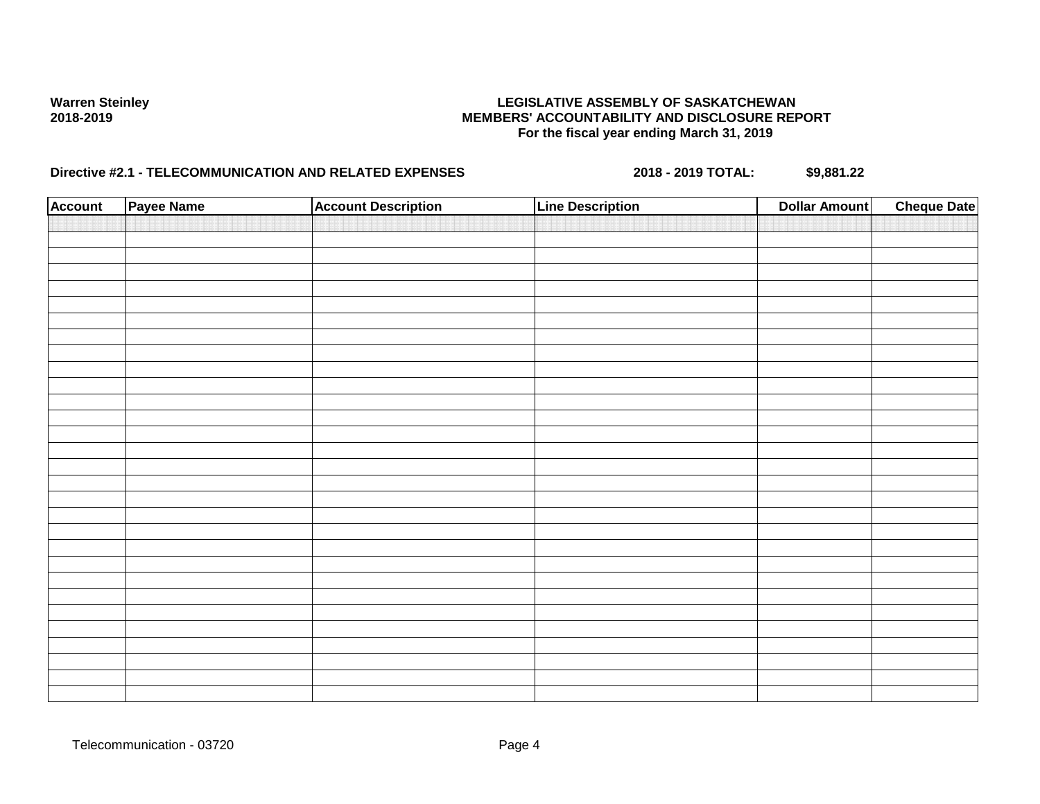**Warren Steinley**
**2018-2019**

**LEGISLATIVE ASSEMBLY OF SASKATCHEWAN**
**MEMBERS' ACCOUNTABILITY AND DISCLOSURE REPORT**
**For the fiscal year ending March 31, 2019**

**Directive #2.1 - TELECOMMUNICATION AND RELATED EXPENSES** **2018 - 2019 TOTAL: $9,881.22**

| Account | Payee Name | Account Description | Line Description | Dollar Amount | Cheque Date |
|---|---|---|---|---|---|
| | | | | | |

Telecommunication - 03720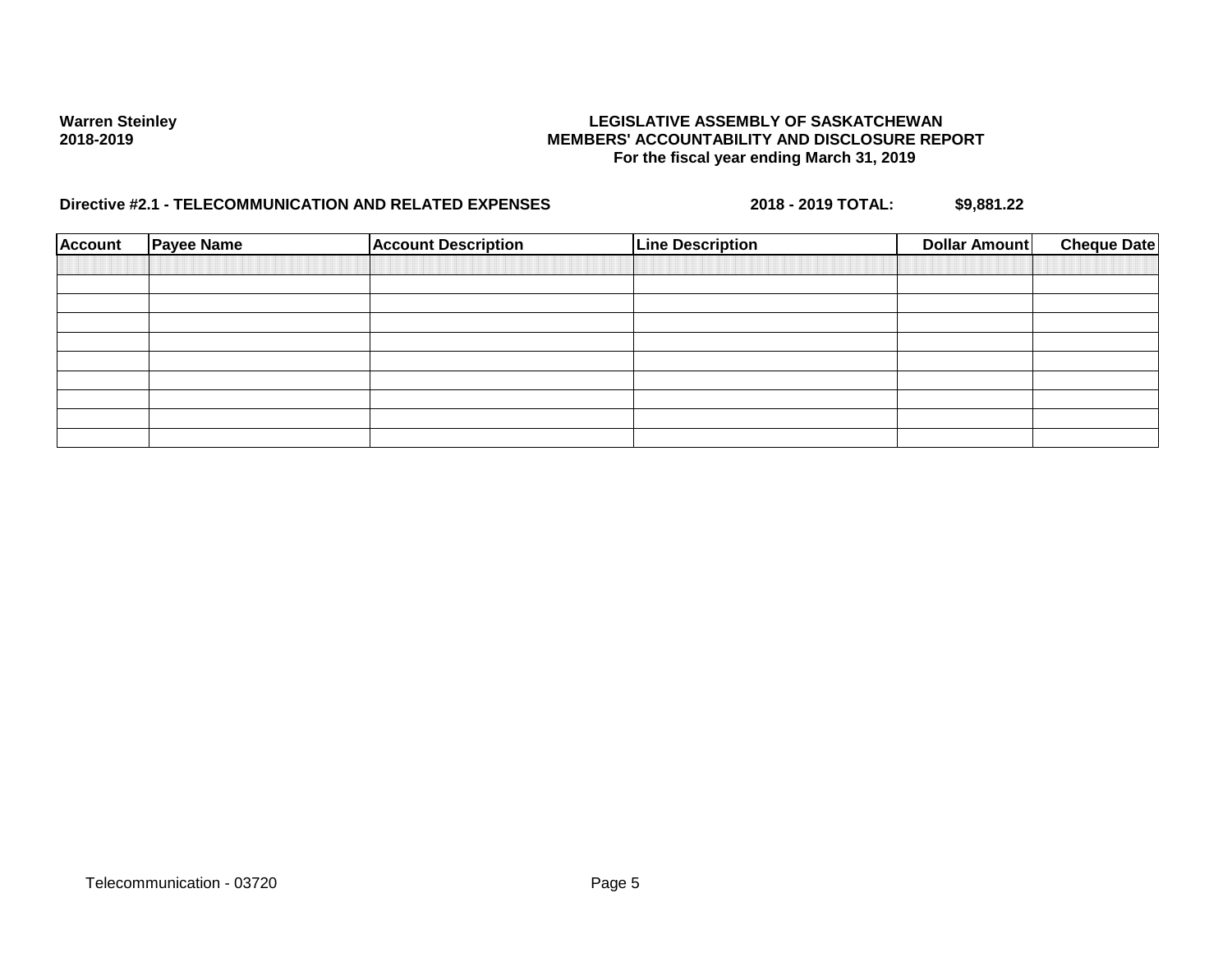**Warren Steinley**
**2018-2019**

**LEGISLATIVE ASSEMBLY OF SASKATCHEWAN**
**MEMBERS' ACCOUNTABILITY AND DISCLOSURE REPORT**
**For the fiscal year ending March 31, 2019**

**Directive #2.1 - TELECOMMUNICATION AND RELATED EXPENSES** **2018 - 2019 TOTAL:** **$9,881.22**

| Account | Payee Name | Account Description | Line Description | Dollar Amount | Cheque Date |
|---|---|---|---|---|---|
| | | | | | |
| | | | | | |
| | | | | | |
| | | | | | |
| | | | | | |
| | | | | | |
| | | | | | |
| | | | | | |
| | | | | | |
| | | | | | |

Telecommunication - 03720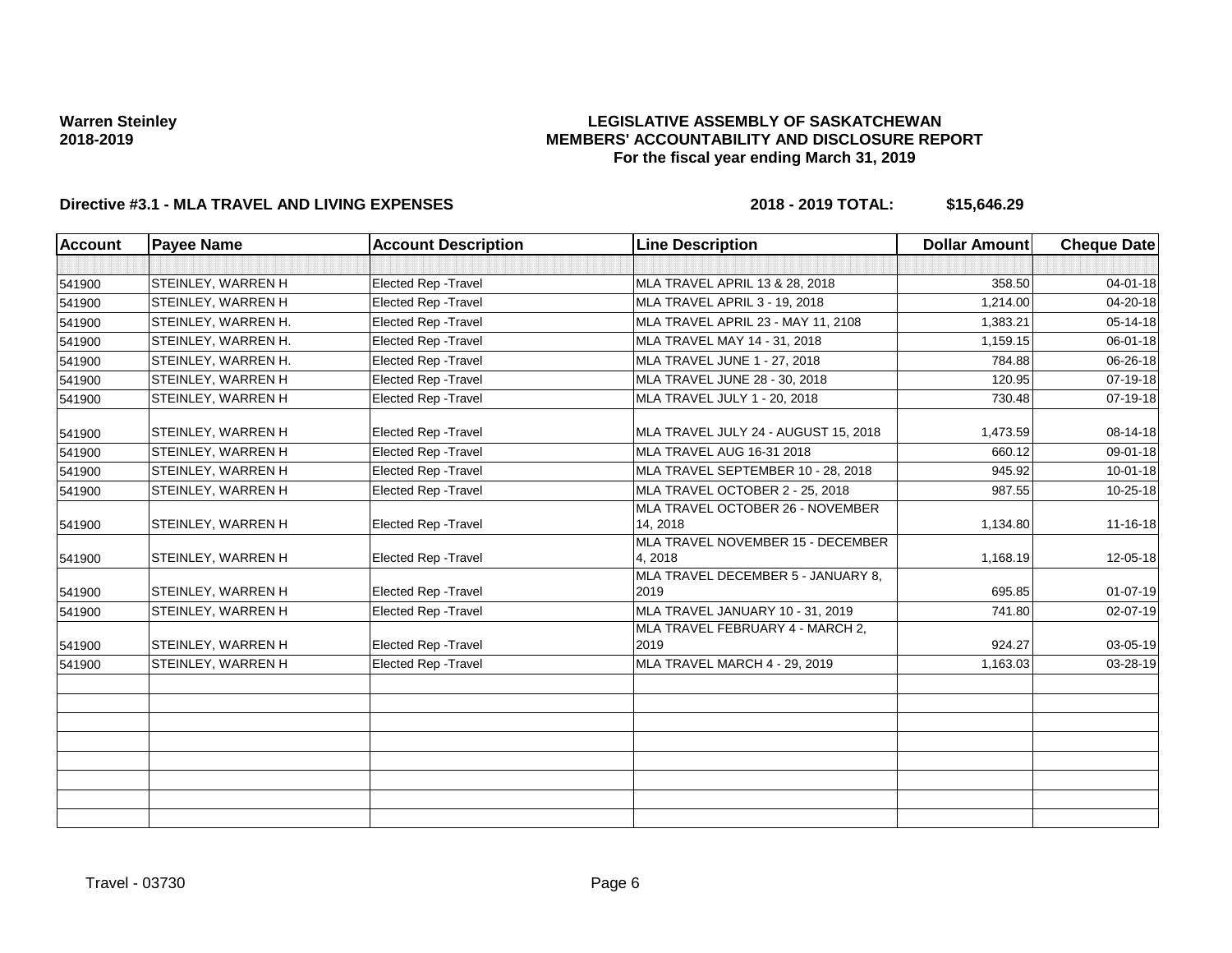**Warren Steinley**
**2018-2019**

# LEGISLATIVE ASSEMBLY OF SASKATCHEWAN
## MEMBERS' ACCOUNTABILITY AND DISCLOSURE REPORT
### For the fiscal year ending March 31, 2019

**Directive #3.1 - MLA TRAVEL AND LIVING EXPENSES** **2018 - 2019 TOTAL: $15,646.29**

| Account | Payee Name | Account Description | Line Description | Dollar Amount | Cheque Date |
|---|---|---|---|---|---|
| | | | | | |
| 541900 | STEINLEY, WARREN H | Elected Rep -Travel | MLA TRAVEL APRIL 13 & 28, 2018 | 358.50 | 04-01-18 |
| 541900 | STEINLEY, WARREN H | Elected Rep -Travel | MLA TRAVEL APRIL 3 - 19, 2018 | 1,214.00 | 04-20-18 |
| 541900 | STEINLEY, WARREN H. | Elected Rep -Travel | MLA TRAVEL APRIL 23 - MAY 11, 2108 | 1,383.21 | 05-14-18 |
| 541900 | STEINLEY, WARREN H. | Elected Rep -Travel | MLA TRAVEL MAY 14 - 31, 2018 | 1,159.15 | 06-01-18 |
| 541900 | STEINLEY, WARREN H. | Elected Rep -Travel | MLA TRAVEL JUNE 1 - 27, 2018 | 784.88 | 06-26-18 |
| 541900 | STEINLEY, WARREN H | Elected Rep -Travel | MLA TRAVEL JUNE 28 - 30, 2018 | 120.95 | 07-19-18 |
| 541900 | STEINLEY, WARREN H | Elected Rep -Travel | MLA TRAVEL JULY 1 - 20, 2018 | 730.48 | 07-19-18 |
| 541900 | STEINLEY, WARREN H | Elected Rep -Travel | MLA TRAVEL JULY 24 - AUGUST 15, 2018 | 1,473.59 | 08-14-18 |
| 541900 | STEINLEY, WARREN H | Elected Rep -Travel | MLA TRAVEL AUG 16-31 2018 | 660.12 | 09-01-18 |
| 541900 | STEINLEY, WARREN H | Elected Rep -Travel | MLA TRAVEL SEPTEMBER 10 - 28, 2018 | 945.92 | 10-01-18 |
| 541900 | STEINLEY, WARREN H | Elected Rep -Travel | MLA TRAVEL OCTOBER 2 - 25, 2018 | 987.55 | 10-25-18 |
| 541900 | STEINLEY, WARREN H | Elected Rep -Travel | MLA TRAVEL OCTOBER 26 - NOVEMBER 14, 2018 | 1,134.80 | 11-16-18 |
| 541900 | STEINLEY, WARREN H | Elected Rep -Travel | MLA TRAVEL NOVEMBER 15 - DECEMBER 4, 2018 | 1,168.19 | 12-05-18 |
| 541900 | STEINLEY, WARREN H | Elected Rep -Travel | MLA TRAVEL DECEMBER 5 - JANUARY 8, 2019 | 695.85 | 01-07-19 |
| 541900 | STEINLEY, WARREN H | Elected Rep -Travel | MLA TRAVEL JANUARY 10 - 31, 2019 | 741.80 | 02-07-19 |
| 541900 | STEINLEY, WARREN H | Elected Rep -Travel | MLA TRAVEL FEBRUARY 4 - MARCH 2, 2019 | 924.27 | 03-05-19 |
| 541900 | STEINLEY, WARREN H | Elected Rep -Travel | MLA TRAVEL MARCH 4 - 29, 2019 | 1,163.03 | 03-28-19 |
| | | | | | |
| | | | | | |
| | | | | | |
| | | | | | |
| | | | | | |
| | | | | | |
| | | | | | |
| | | | | | |

Travel - 03730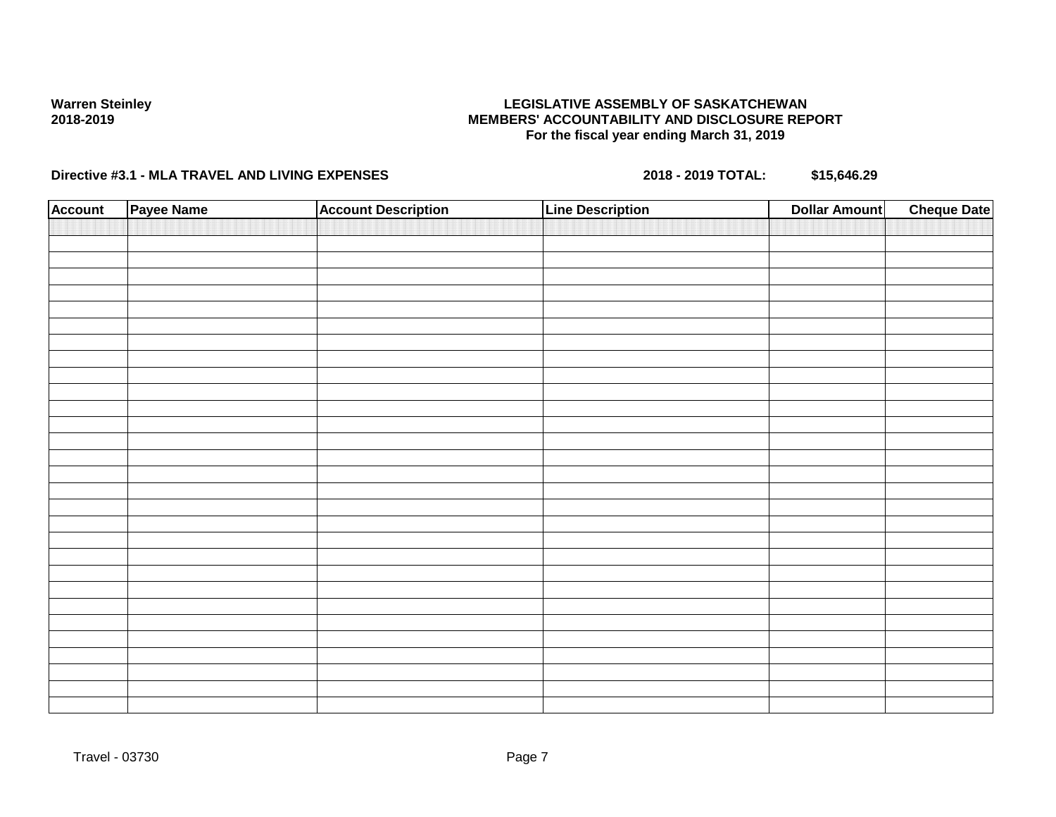**Warren Steinley**
**2018-2019**

**LEGISLATIVE ASSEMBLY OF SASKATCHEWAN**
**MEMBERS' ACCOUNTABILITY AND DISCLOSURE REPORT**
**For the fiscal year ending March 31, 2019**

**Directive #3.1 - MLA TRAVEL AND LIVING EXPENSES** **2018 - 2019 TOTAL: $15,646.29**

| Account | Payee Name | Account Description | Line Description | Dollar Amount | Cheque Date |
|---|---|---|---|---|---|
| | | | | | |

Travel - 03730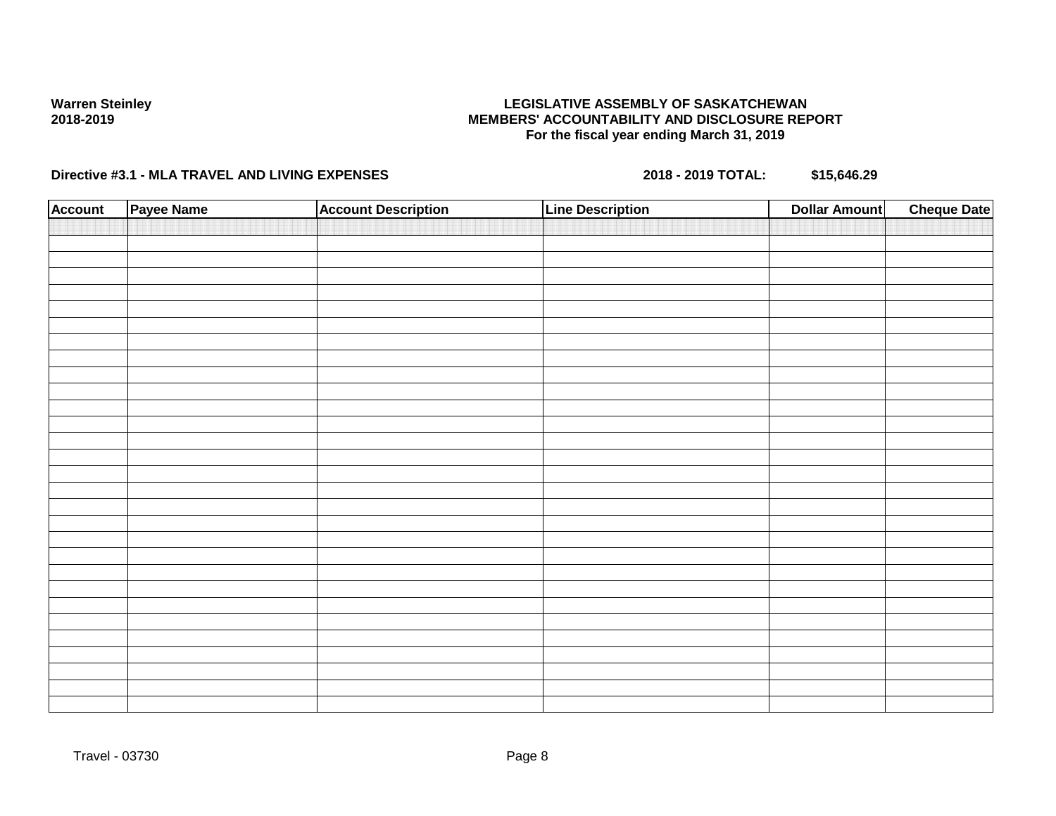**Warren Steinley**
**2018-2019**

**LEGISLATIVE ASSEMBLY OF SASKATCHEWAN**
**MEMBERS' ACCOUNTABILITY AND DISCLOSURE REPORT**
**For the fiscal year ending March 31, 2019**

**Directive #3.1 - MLA TRAVEL AND LIVING EXPENSES** **2018 - 2019 TOTAL: $15,646.29**

| Account | Payee Name | Account Description | Line Description | Dollar Amount | Cheque Date |
|---|---|---|---|---|---|
| | | | | | |

Travel - 03730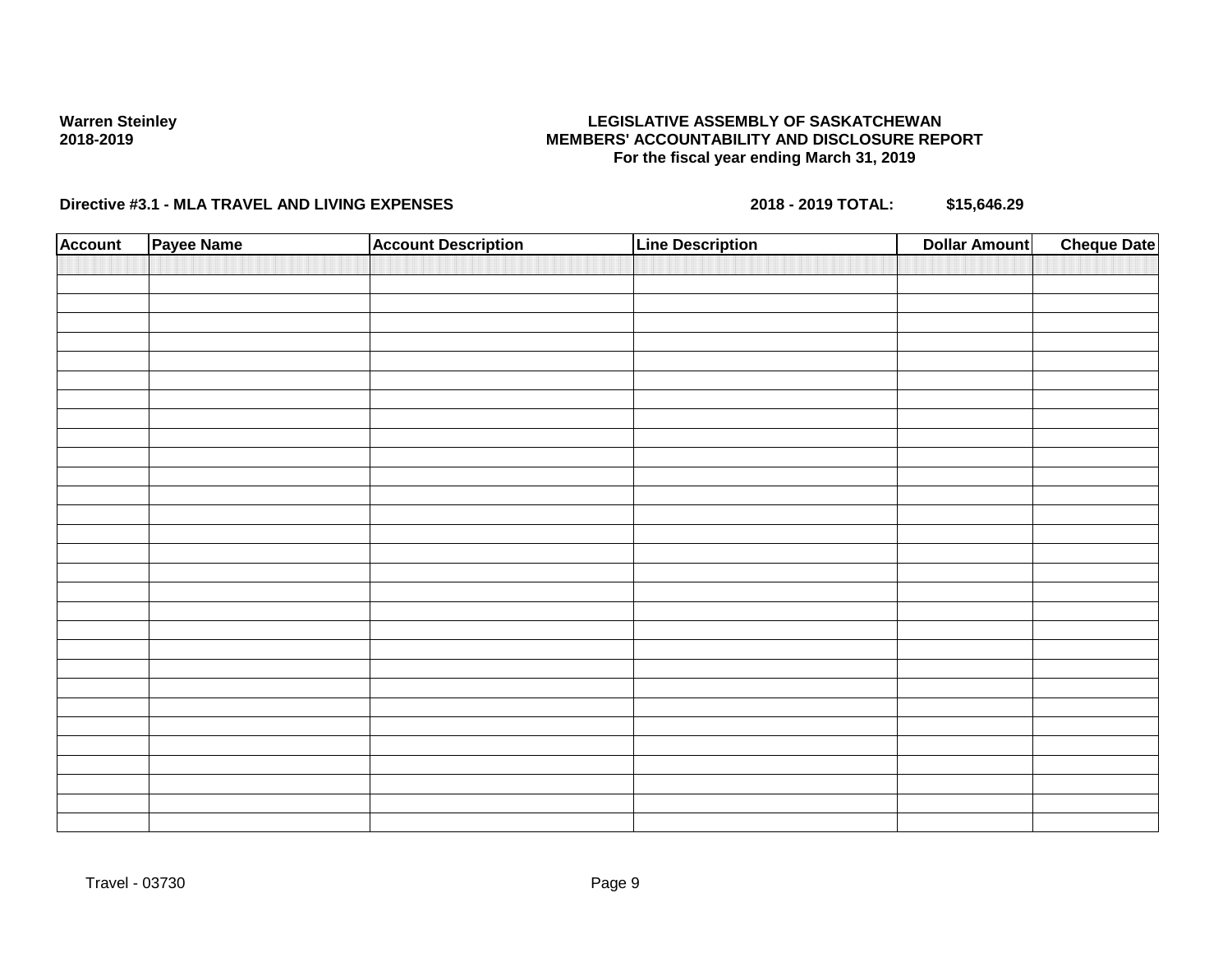**Warren Steinley**
**2018-2019**

**LEGISLATIVE ASSEMBLY OF SASKATCHEWAN**
**MEMBERS' ACCOUNTABILITY AND DISCLOSURE REPORT**
**For the fiscal year ending March 31, 2019**

**Directive #3.1 - MLA TRAVEL AND LIVING EXPENSES** **2018 - 2019 TOTAL: $15,646.29**

| Account | Payee Name | Account Description | Line Description | Dollar Amount | Cheque Date |
|---|---|---|---|---|---|
| | | | | | |

Travel - 03730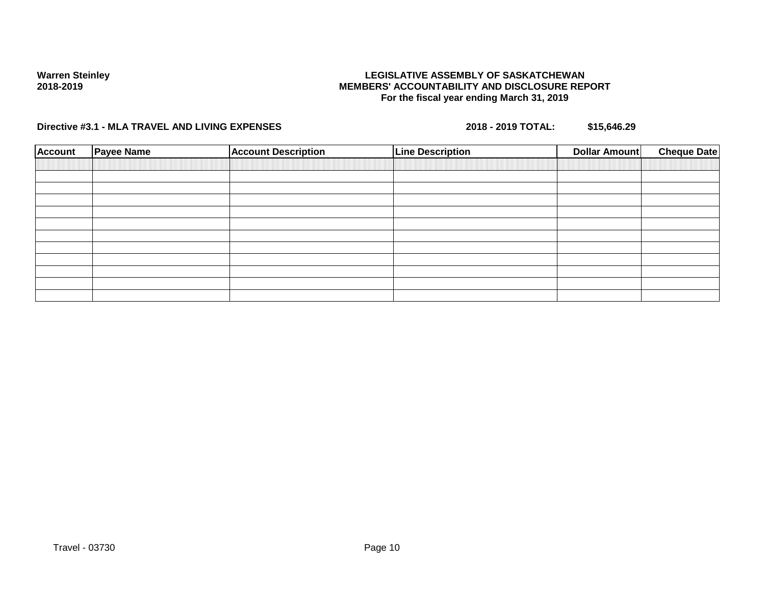**Warren Steinley**
**2018-2019**

**LEGISLATIVE ASSEMBLY OF SASKATCHEWAN**
**MEMBERS' ACCOUNTABILITY AND DISCLOSURE REPORT**
**For the fiscal year ending March 31, 2019**

**Directive #3.1 - MLA TRAVEL AND LIVING EXPENSES** **2018 - 2019 TOTAL: $15,646.29**

| Account | Payee Name | Account Description | Line Description | Dollar Amount | Cheque Date |
|---|---|---|---|---|---|
| | | | | | |
| | | | | | |
| | | | | | |
| | | | | | |
| | | | | | |
| | | | | | |
| | | | | | |
| | | | | | |
| | | | | | |
| | | | | | |
| | | | | | |

Travel - 03730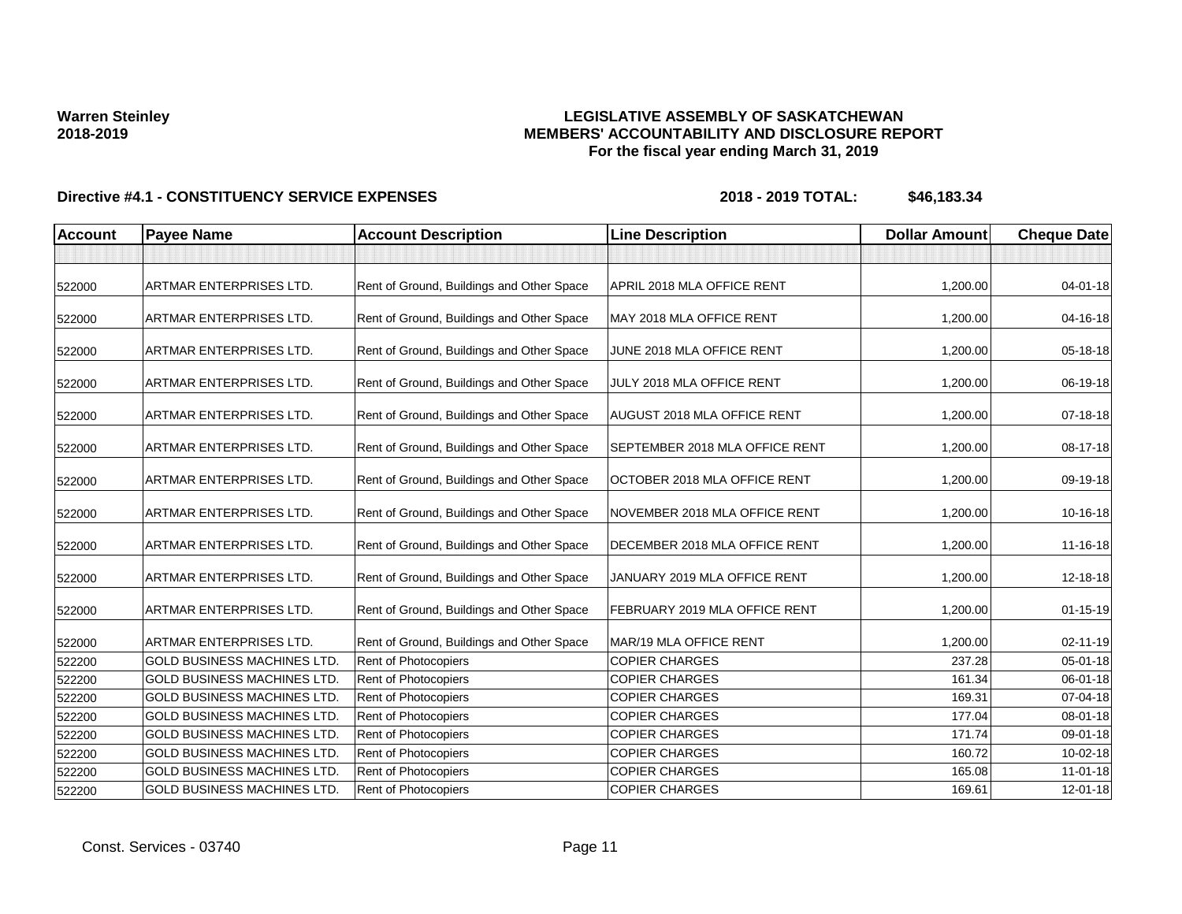**Warren Steinley**
**2018-2019**

**LEGISLATIVE ASSEMBLY OF SASKATCHEWAN**
**MEMBERS' ACCOUNTABILITY AND DISCLOSURE REPORT**
**For the fiscal year ending March 31, 2019**

**Directive #4.1 - CONSTITUENCY SERVICE EXPENSES** **2018 - 2019 TOTAL: $46,183.34**

| Account | Payee Name | Account Description | Line Description | Dollar Amount | Cheque Date |
|---|---|---|---|---|---|
| | | | | | |
| 522000 | ARTMAR ENTERPRISES LTD. | Rent of Ground, Buildings and Other Space | APRIL 2018 MLA OFFICE RENT | 1,200.00 | 04-01-18 |
| 522000 | ARTMAR ENTERPRISES LTD. | Rent of Ground, Buildings and Other Space | MAY 2018 MLA OFFICE RENT | 1,200.00 | 04-16-18 |
| 522000 | ARTMAR ENTERPRISES LTD. | Rent of Ground, Buildings and Other Space | JUNE 2018 MLA OFFICE RENT | 1,200.00 | 05-18-18 |
| 522000 | ARTMAR ENTERPRISES LTD. | Rent of Ground, Buildings and Other Space | JULY 2018 MLA OFFICE RENT | 1,200.00 | 06-19-18 |
| 522000 | ARTMAR ENTERPRISES LTD. | Rent of Ground, Buildings and Other Space | AUGUST 2018 MLA OFFICE RENT | 1,200.00 | 07-18-18 |
| 522000 | ARTMAR ENTERPRISES LTD. | Rent of Ground, Buildings and Other Space | SEPTEMBER 2018 MLA OFFICE RENT | 1,200.00 | 08-17-18 |
| 522000 | ARTMAR ENTERPRISES LTD. | Rent of Ground, Buildings and Other Space | OCTOBER 2018 MLA OFFICE RENT | 1,200.00 | 09-19-18 |
| 522000 | ARTMAR ENTERPRISES LTD. | Rent of Ground, Buildings and Other Space | NOVEMBER 2018 MLA OFFICE RENT | 1,200.00 | 10-16-18 |
| 522000 | ARTMAR ENTERPRISES LTD. | Rent of Ground, Buildings and Other Space | DECEMBER 2018 MLA OFFICE RENT | 1,200.00 | 11-16-18 |
| 522000 | ARTMAR ENTERPRISES LTD. | Rent of Ground, Buildings and Other Space | JANUARY 2019 MLA OFFICE RENT | 1,200.00 | 12-18-18 |
| 522000 | ARTMAR ENTERPRISES LTD. | Rent of Ground, Buildings and Other Space | FEBRUARY 2019 MLA OFFICE RENT | 1,200.00 | 01-15-19 |
| 522000 | ARTMAR ENTERPRISES LTD. | Rent of Ground, Buildings and Other Space | MAR/19 MLA OFFICE RENT | 1,200.00 | 02-11-19 |
| 522200 | GOLD BUSINESS MACHINES LTD. | Rent of Photocopiers | COPIER CHARGES | 237.28 | 05-01-18 |
| 522200 | GOLD BUSINESS MACHINES LTD. | Rent of Photocopiers | COPIER CHARGES | 161.34 | 06-01-18 |
| 522200 | GOLD BUSINESS MACHINES LTD. | Rent of Photocopiers | COPIER CHARGES | 169.31 | 07-04-18 |
| 522200 | GOLD BUSINESS MACHINES LTD. | Rent of Photocopiers | COPIER CHARGES | 177.04 | 08-01-18 |
| 522200 | GOLD BUSINESS MACHINES LTD. | Rent of Photocopiers | COPIER CHARGES | 171.74 | 09-01-18 |
| 522200 | GOLD BUSINESS MACHINES LTD. | Rent of Photocopiers | COPIER CHARGES | 160.72 | 10-02-18 |
| 522200 | GOLD BUSINESS MACHINES LTD. | Rent of Photocopiers | COPIER CHARGES | 165.08 | 11-01-18 |
| 522200 | GOLD BUSINESS MACHINES LTD. | Rent of Photocopiers | COPIER CHARGES | 169.61 | 12-01-18 |

Const. Services - 03740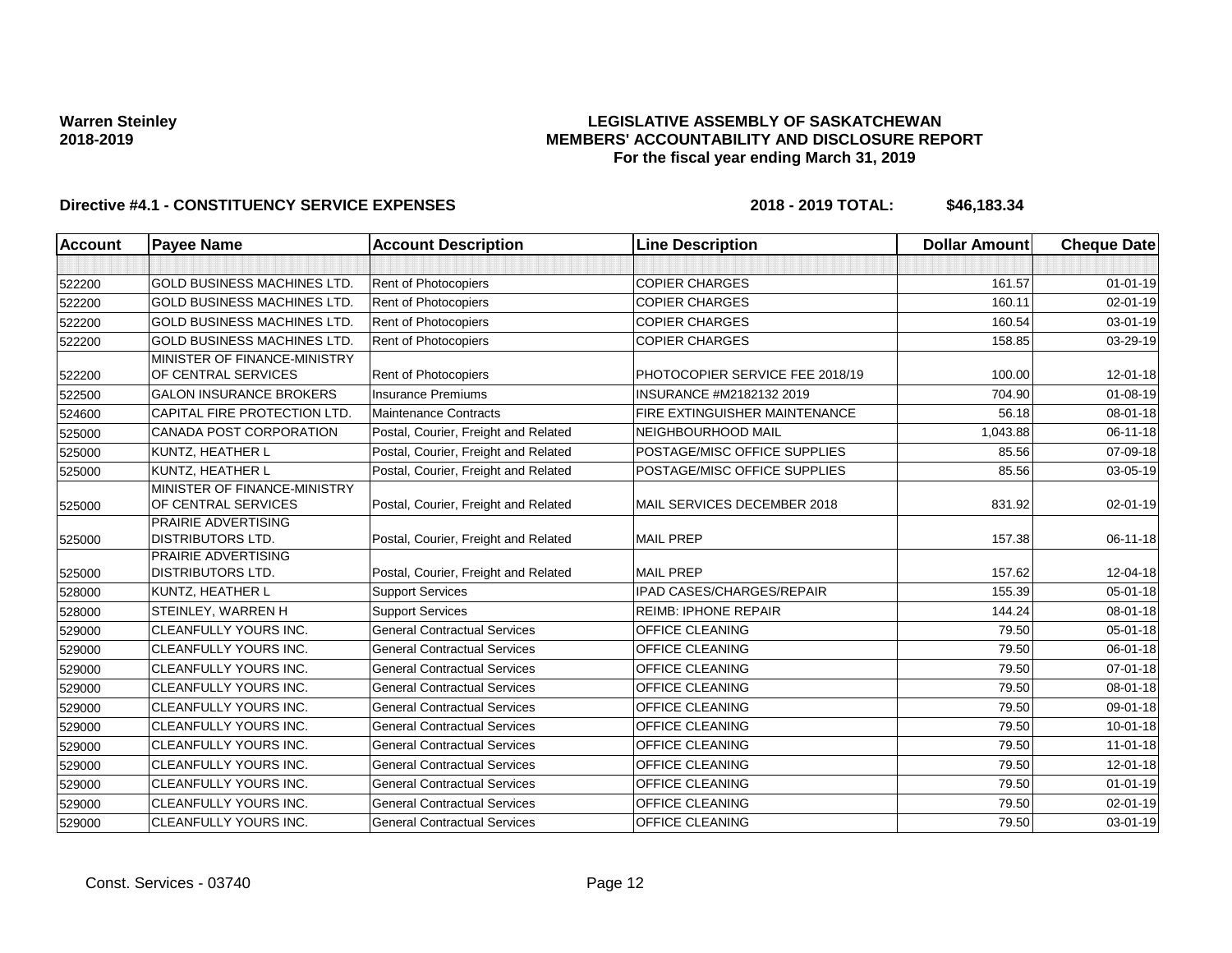Warren Steinley
2018-2019

**LEGISLATIVE ASSEMBLY OF SASKATCHEWAN**
**MEMBERS' ACCOUNTABILITY AND DISCLOSURE REPORT**
**For the fiscal year ending March 31, 2019**

**Directive #4.1 - CONSTITUENCY SERVICE EXPENSES** — **2018 - 2019 TOTAL: $46,183.34**

| Account | Payee Name | Account Description | Line Description | Dollar Amount | Cheque Date |
|---|---|---|---|---|---|
| | | | | | |
| 522200 | GOLD BUSINESS MACHINES LTD. | Rent of Photocopiers | COPIER CHARGES | 161.57 | 01-01-19 |
| 522200 | GOLD BUSINESS MACHINES LTD. | Rent of Photocopiers | COPIER CHARGES | 160.11 | 02-01-19 |
| 522200 | GOLD BUSINESS MACHINES LTD. | Rent of Photocopiers | COPIER CHARGES | 160.54 | 03-01-19 |
| 522200 | GOLD BUSINESS MACHINES LTD. | Rent of Photocopiers | COPIER CHARGES | 158.85 | 03-29-19 |
| 522200 | MINISTER OF FINANCE-MINISTRY OF CENTRAL SERVICES | Rent of Photocopiers | PHOTOCOPIER SERVICE FEE 2018/19 | 100.00 | 12-01-18 |
| 522500 | GALON INSURANCE BROKERS | Insurance Premiums | INSURANCE #M2182132 2019 | 704.90 | 01-08-19 |
| 524600 | CAPITAL FIRE PROTECTION LTD. | Maintenance Contracts | FIRE EXTINGUISHER MAINTENANCE | 56.18 | 08-01-18 |
| 525000 | CANADA POST CORPORATION | Postal, Courier, Freight and Related | NEIGHBOURHOOD MAIL | 1,043.88 | 06-11-18 |
| 525000 | KUNTZ, HEATHER L | Postal, Courier, Freight and Related | POSTAGE/MISC OFFICE SUPPLIES | 85.56 | 07-09-18 |
| 525000 | KUNTZ, HEATHER L | Postal, Courier, Freight and Related | POSTAGE/MISC OFFICE SUPPLIES | 85.56 | 03-05-19 |
| 525000 | MINISTER OF FINANCE-MINISTRY OF CENTRAL SERVICES | Postal, Courier, Freight and Related | MAIL SERVICES DECEMBER 2018 | 831.92 | 02-01-19 |
| 525000 | PRAIRIE ADVERTISING DISTRIBUTORS LTD. | Postal, Courier, Freight and Related | MAIL PREP | 157.38 | 06-11-18 |
| 525000 | PRAIRIE ADVERTISING DISTRIBUTORS LTD. | Postal, Courier, Freight and Related | MAIL PREP | 157.62 | 12-04-18 |
| 528000 | KUNTZ, HEATHER L | Support Services | IPAD CASES/CHARGES/REPAIR | 155.39 | 05-01-18 |
| 528000 | STEINLEY, WARREN H | Support Services | REIMB: IPHONE REPAIR | 144.24 | 08-01-18 |
| 529000 | CLEANFULLY YOURS INC. | General Contractual Services | OFFICE CLEANING | 79.50 | 05-01-18 |
| 529000 | CLEANFULLY YOURS INC. | General Contractual Services | OFFICE CLEANING | 79.50 | 06-01-18 |
| 529000 | CLEANFULLY YOURS INC. | General Contractual Services | OFFICE CLEANING | 79.50 | 07-01-18 |
| 529000 | CLEANFULLY YOURS INC. | General Contractual Services | OFFICE CLEANING | 79.50 | 08-01-18 |
| 529000 | CLEANFULLY YOURS INC. | General Contractual Services | OFFICE CLEANING | 79.50 | 09-01-18 |
| 529000 | CLEANFULLY YOURS INC. | General Contractual Services | OFFICE CLEANING | 79.50 | 10-01-18 |
| 529000 | CLEANFULLY YOURS INC. | General Contractual Services | OFFICE CLEANING | 79.50 | 11-01-18 |
| 529000 | CLEANFULLY YOURS INC. | General Contractual Services | OFFICE CLEANING | 79.50 | 12-01-18 |
| 529000 | CLEANFULLY YOURS INC. | General Contractual Services | OFFICE CLEANING | 79.50 | 01-01-19 |
| 529000 | CLEANFULLY YOURS INC. | General Contractual Services | OFFICE CLEANING | 79.50 | 02-01-19 |
| 529000 | CLEANFULLY YOURS INC. | General Contractual Services | OFFICE CLEANING | 79.50 | 03-01-19 |

Const. Services - 03740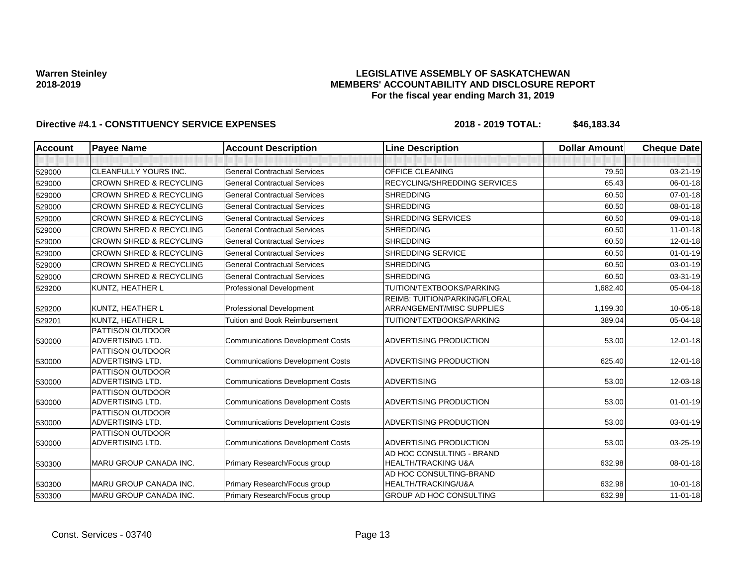**Warren Steinley**
**2018-2019**

**LEGISLATIVE ASSEMBLY OF SASKATCHEWAN**
**MEMBERS' ACCOUNTABILITY AND DISCLOSURE REPORT**
**For the fiscal year ending March 31, 2019**

**Directive #4.1 - CONSTITUENCY SERVICE EXPENSES** **2018 - 2019 TOTAL: $46,183.34**

| Account | Payee Name | Account Description | Line Description | Dollar Amount | Cheque Date |
|---|---|---|---|---|---|
| | | | | | |
| 529000 | CLEANFULLY YOURS INC. | General Contractual Services | OFFICE CLEANING | 79.50 | 03-21-19 |
| 529000 | CROWN SHRED & RECYCLING | General Contractual Services | RECYCLING/SHREDDING SERVICES | 65.43 | 06-01-18 |
| 529000 | CROWN SHRED & RECYCLING | General Contractual Services | SHREDDING | 60.50 | 07-01-18 |
| 529000 | CROWN SHRED & RECYCLING | General Contractual Services | SHREDDING | 60.50 | 08-01-18 |
| 529000 | CROWN SHRED & RECYCLING | General Contractual Services | SHREDDING SERVICES | 60.50 | 09-01-18 |
| 529000 | CROWN SHRED & RECYCLING | General Contractual Services | SHREDDING | 60.50 | 11-01-18 |
| 529000 | CROWN SHRED & RECYCLING | General Contractual Services | SHREDDING | 60.50 | 12-01-18 |
| 529000 | CROWN SHRED & RECYCLING | General Contractual Services | SHREDDING SERVICE | 60.50 | 01-01-19 |
| 529000 | CROWN SHRED & RECYCLING | General Contractual Services | SHREDDING | 60.50 | 03-01-19 |
| 529000 | CROWN SHRED & RECYCLING | General Contractual Services | SHREDDING | 60.50 | 03-31-19 |
| 529200 | KUNTZ, HEATHER L | Professional Development | TUITION/TEXTBOOKS/PARKING | 1,682.40 | 05-04-18 |
| 529200 | KUNTZ, HEATHER L | Professional Development | REIMB: TUITION/PARKING/FLORAL ARRANGEMENT/MISC SUPPLIES | 1,199.30 | 10-05-18 |
| 529201 | KUNTZ, HEATHER L | Tuition and Book Reimbursement | TUITION/TEXTBOOKS/PARKING | 389.04 | 05-04-18 |
| 530000 | PATTISON OUTDOOR ADVERTISING LTD. | Communications Development Costs | ADVERTISING PRODUCTION | 53.00 | 12-01-18 |
| 530000 | PATTISON OUTDOOR ADVERTISING LTD. | Communications Development Costs | ADVERTISING PRODUCTION | 625.40 | 12-01-18 |
| 530000 | PATTISON OUTDOOR ADVERTISING LTD. | Communications Development Costs | ADVERTISING | 53.00 | 12-03-18 |
| 530000 | PATTISON OUTDOOR ADVERTISING LTD. | Communications Development Costs | ADVERTISING PRODUCTION | 53.00 | 01-01-19 |
| 530000 | PATTISON OUTDOOR ADVERTISING LTD. | Communications Development Costs | ADVERTISING PRODUCTION | 53.00 | 03-01-19 |
| 530000 | PATTISON OUTDOOR ADVERTISING LTD. | Communications Development Costs | ADVERTISING PRODUCTION | 53.00 | 03-25-19 |
| 530300 | MARU GROUP CANADA INC. | Primary Research/Focus group | AD HOC CONSULTING - BRAND HEALTH/TRACKING U&A | 632.98 | 08-01-18 |
| 530300 | MARU GROUP CANADA INC. | Primary Research/Focus group | AD HOC CONSULTING-BRAND HEALTH/TRACKING/U&A | 632.98 | 10-01-18 |
| 530300 | MARU GROUP CANADA INC. | Primary Research/Focus group | GROUP AD HOC CONSULTING | 632.98 | 11-01-18 |

Const. Services - 03740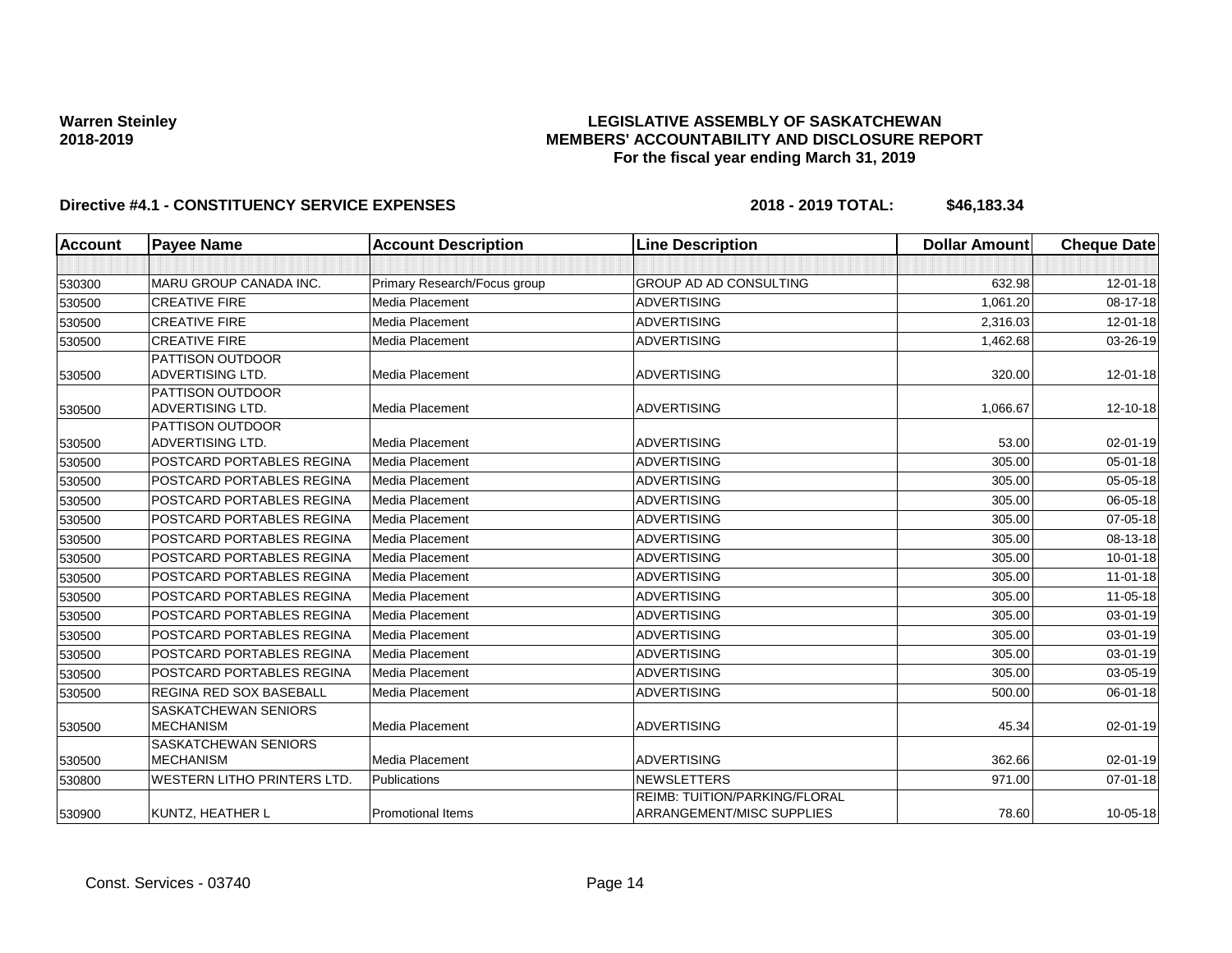**Warren Steinley**
**2018-2019**

**LEGISLATIVE ASSEMBLY OF SASKATCHEWAN**
**MEMBERS' ACCOUNTABILITY AND DISCLOSURE REPORT**
**For the fiscal year ending March 31, 2019**

**Directive #4.1 - CONSTITUENCY SERVICE EXPENSES** **2018 - 2019 TOTAL: $46,183.34**

| Account | Payee Name | Account Description | Line Description | Dollar Amount | Cheque Date |
|---|---|---|---|---|---|
| | | | | | |
| 530300 | MARU GROUP CANADA INC. | Primary Research/Focus group | GROUP AD AD CONSULTING | 632.98 | 12-01-18 |
| 530500 | CREATIVE FIRE | Media Placement | ADVERTISING | 1,061.20 | 08-17-18 |
| 530500 | CREATIVE FIRE | Media Placement | ADVERTISING | 2,316.03 | 12-01-18 |
| 530500 | CREATIVE FIRE | Media Placement | ADVERTISING | 1,462.68 | 03-26-19 |
| 530500 | PATTISON OUTDOOR ADVERTISING LTD. | Media Placement | ADVERTISING | 320.00 | 12-01-18 |
| 530500 | PATTISON OUTDOOR ADVERTISING LTD. | Media Placement | ADVERTISING | 1,066.67 | 12-10-18 |
| 530500 | PATTISON OUTDOOR ADVERTISING LTD. | Media Placement | ADVERTISING | 53.00 | 02-01-19 |
| 530500 | POSTCARD PORTABLES REGINA | Media Placement | ADVERTISING | 305.00 | 05-01-18 |
| 530500 | POSTCARD PORTABLES REGINA | Media Placement | ADVERTISING | 305.00 | 05-05-18 |
| 530500 | POSTCARD PORTABLES REGINA | Media Placement | ADVERTISING | 305.00 | 06-05-18 |
| 530500 | POSTCARD PORTABLES REGINA | Media Placement | ADVERTISING | 305.00 | 07-05-18 |
| 530500 | POSTCARD PORTABLES REGINA | Media Placement | ADVERTISING | 305.00 | 08-13-18 |
| 530500 | POSTCARD PORTABLES REGINA | Media Placement | ADVERTISING | 305.00 | 10-01-18 |
| 530500 | POSTCARD PORTABLES REGINA | Media Placement | ADVERTISING | 305.00 | 11-01-18 |
| 530500 | POSTCARD PORTABLES REGINA | Media Placement | ADVERTISING | 305.00 | 11-05-18 |
| 530500 | POSTCARD PORTABLES REGINA | Media Placement | ADVERTISING | 305.00 | 03-01-19 |
| 530500 | POSTCARD PORTABLES REGINA | Media Placement | ADVERTISING | 305.00 | 03-01-19 |
| 530500 | POSTCARD PORTABLES REGINA | Media Placement | ADVERTISING | 305.00 | 03-01-19 |
| 530500 | POSTCARD PORTABLES REGINA | Media Placement | ADVERTISING | 305.00 | 03-05-19 |
| 530500 | REGINA RED SOX BASEBALL | Media Placement | ADVERTISING | 500.00 | 06-01-18 |
| 530500 | SASKATCHEWAN SENIORS MECHANISM | Media Placement | ADVERTISING | 45.34 | 02-01-19 |
| 530500 | SASKATCHEWAN SENIORS MECHANISM | Media Placement | ADVERTISING | 362.66 | 02-01-19 |
| 530800 | WESTERN LITHO PRINTERS LTD. | Publications | NEWSLETTERS | 971.00 | 07-01-18 |
| 530900 | KUNTZ, HEATHER L | Promotional Items | REIMB: TUITION/PARKING/FLORAL ARRANGEMENT/MISC SUPPLIES | 78.60 | 10-05-18 |

Const. Services - 03740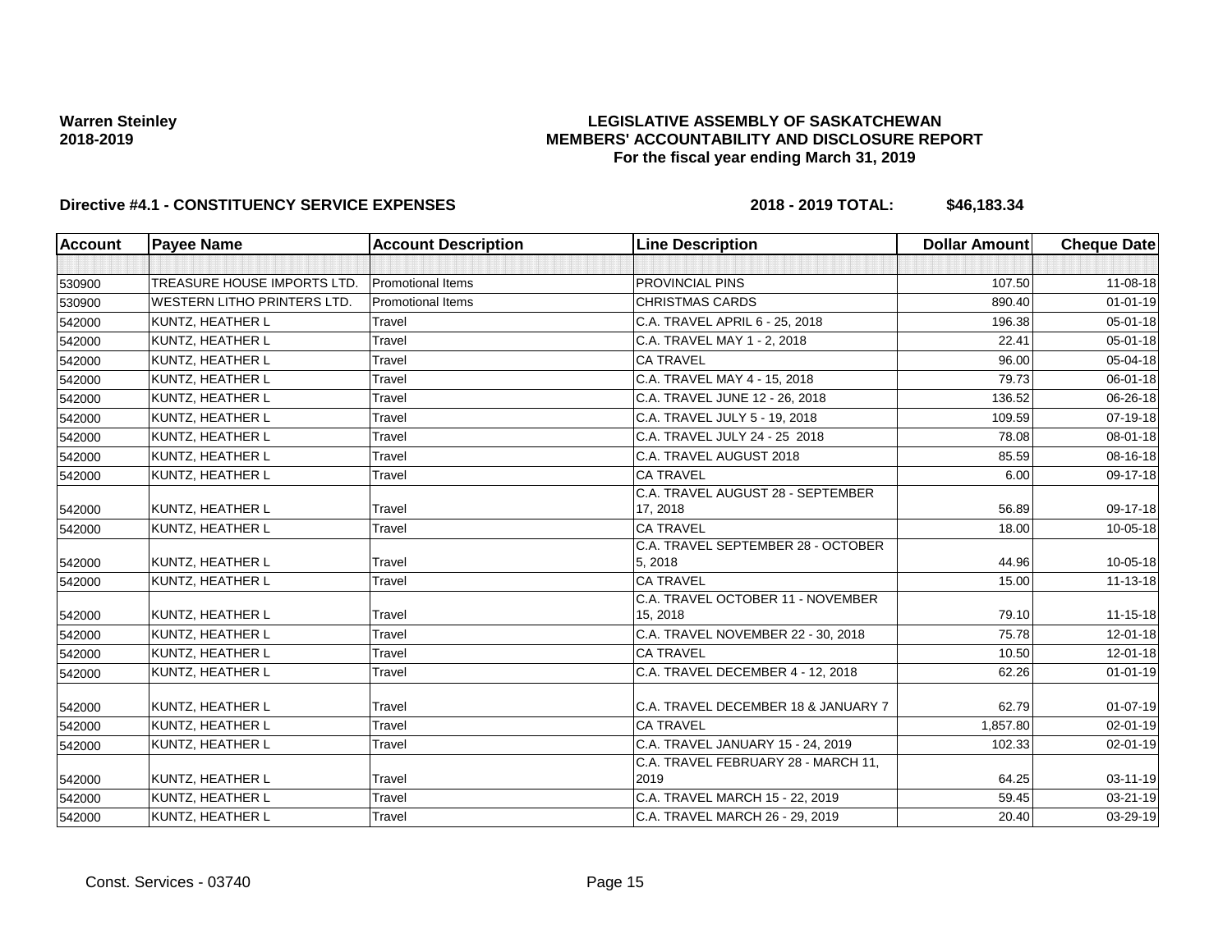**Warren Steinley**
**2018-2019**

# LEGISLATIVE ASSEMBLY OF SASKATCHEWAN
## MEMBERS' ACCOUNTABILITY AND DISCLOSURE REPORT
### For the fiscal year ending March 31, 2019

**Directive #4.1 - CONSTITUENCY SERVICE EXPENSES** **2018 - 2019 TOTAL: $46,183.34**

| Account | Payee Name | Account Description | Line Description | Dollar Amount | Cheque Date |
|---|---|---|---|---|---|
| | | | | | |
| 530900 | TREASURE HOUSE IMPORTS LTD. | Promotional Items | PROVINCIAL PINS | 107.50 | 11-08-18 |
| 530900 | WESTERN LITHO PRINTERS LTD. | Promotional Items | CHRISTMAS CARDS | 890.40 | 01-01-19 |
| 542000 | KUNTZ, HEATHER L | Travel | C.A. TRAVEL APRIL 6 - 25, 2018 | 196.38 | 05-01-18 |
| 542000 | KUNTZ, HEATHER L | Travel | C.A. TRAVEL MAY 1 - 2, 2018 | 22.41 | 05-01-18 |
| 542000 | KUNTZ, HEATHER L | Travel | CA TRAVEL | 96.00 | 05-04-18 |
| 542000 | KUNTZ, HEATHER L | Travel | C.A. TRAVEL MAY 4 - 15, 2018 | 79.73 | 06-01-18 |
| 542000 | KUNTZ, HEATHER L | Travel | C.A. TRAVEL JUNE 12 - 26, 2018 | 136.52 | 06-26-18 |
| 542000 | KUNTZ, HEATHER L | Travel | C.A. TRAVEL JULY 5 - 19, 2018 | 109.59 | 07-19-18 |
| 542000 | KUNTZ, HEATHER L | Travel | C.A. TRAVEL JULY 24 - 25 2018 | 78.08 | 08-01-18 |
| 542000 | KUNTZ, HEATHER L | Travel | C.A. TRAVEL AUGUST 2018 | 85.59 | 08-16-18 |
| 542000 | KUNTZ, HEATHER L | Travel | CA TRAVEL | 6.00 | 09-17-18 |
| 542000 | KUNTZ, HEATHER L | Travel | C.A. TRAVEL AUGUST 28 - SEPTEMBER 17, 2018 | 56.89 | 09-17-18 |
| 542000 | KUNTZ, HEATHER L | Travel | CA TRAVEL | 18.00 | 10-05-18 |
| 542000 | KUNTZ, HEATHER L | Travel | C.A. TRAVEL SEPTEMBER 28 - OCTOBER 5, 2018 | 44.96 | 10-05-18 |
| 542000 | KUNTZ, HEATHER L | Travel | CA TRAVEL | 15.00 | 11-13-18 |
| 542000 | KUNTZ, HEATHER L | Travel | C.A. TRAVEL OCTOBER 11 - NOVEMBER 15, 2018 | 79.10 | 11-15-18 |
| 542000 | KUNTZ, HEATHER L | Travel | C.A. TRAVEL NOVEMBER 22 - 30, 2018 | 75.78 | 12-01-18 |
| 542000 | KUNTZ, HEATHER L | Travel | CA TRAVEL | 10.50 | 12-01-18 |
| 542000 | KUNTZ, HEATHER L | Travel | C.A. TRAVEL DECEMBER 4 - 12, 2018 | 62.26 | 01-01-19 |
| 542000 | KUNTZ, HEATHER L | Travel | C.A. TRAVEL DECEMBER 18 & JANUARY 7 | 62.79 | 01-07-19 |
| 542000 | KUNTZ, HEATHER L | Travel | CA TRAVEL | 1,857.80 | 02-01-19 |
| 542000 | KUNTZ, HEATHER L | Travel | C.A. TRAVEL JANUARY 15 - 24, 2019 | 102.33 | 02-01-19 |
| 542000 | KUNTZ, HEATHER L | Travel | C.A. TRAVEL FEBRUARY 28 - MARCH 11, 2019 | 64.25 | 03-11-19 |
| 542000 | KUNTZ, HEATHER L | Travel | C.A. TRAVEL MARCH 15 - 22, 2019 | 59.45 | 03-21-19 |
| 542000 | KUNTZ, HEATHER L | Travel | C.A. TRAVEL MARCH 26 - 29, 2019 | 20.40 | 03-29-19 |

Const. Services - 03740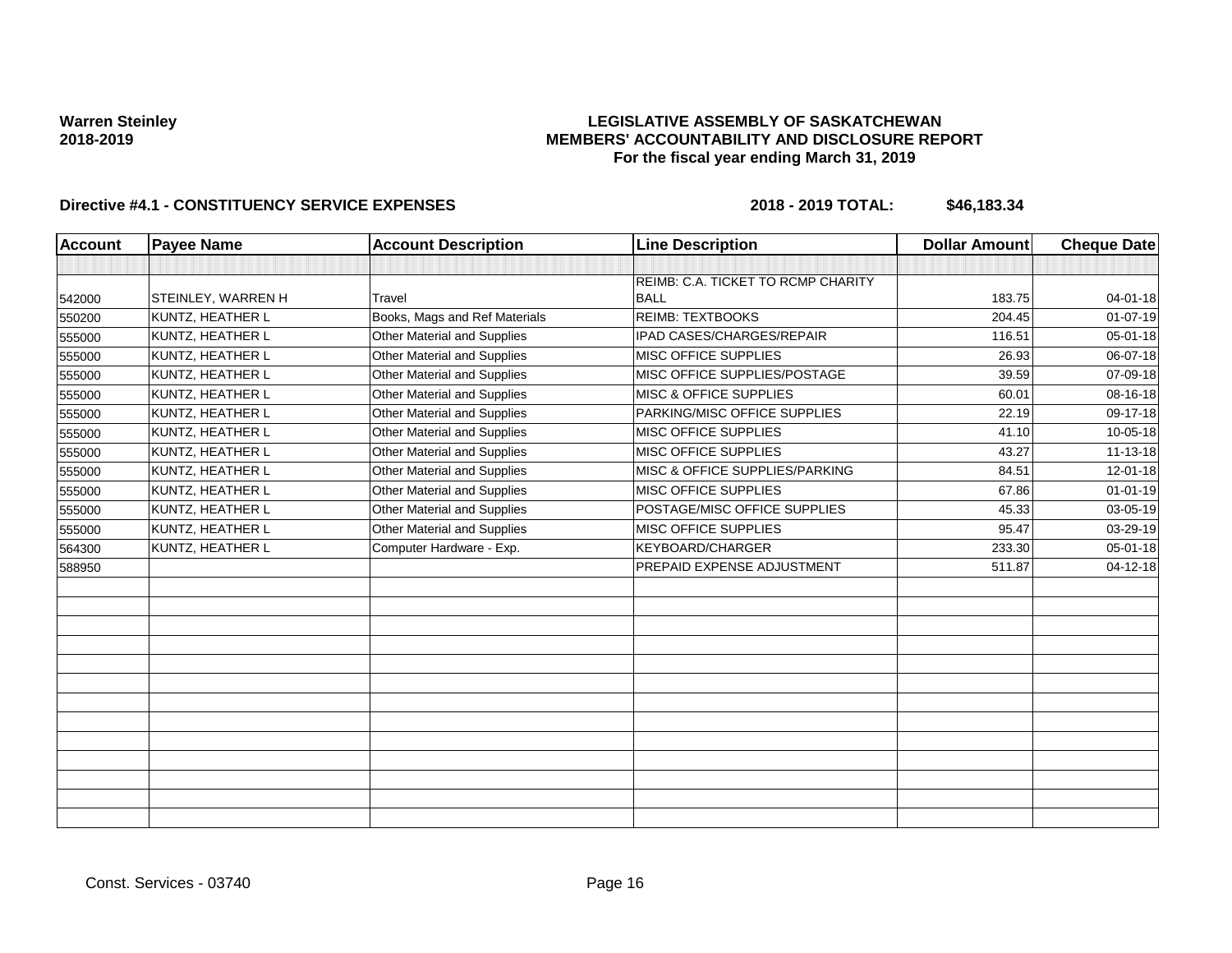**Warren Steinley**
**2018-2019**

# LEGISLATIVE ASSEMBLY OF SASKATCHEWAN
## MEMBERS' ACCOUNTABILITY AND DISCLOSURE REPORT
### For the fiscal year ending March 31, 2019

**Directive #4.1 - CONSTITUENCY SERVICE EXPENSES** **2018 - 2019 TOTAL: $46,183.34**

| Account | Payee Name | Account Description | Line Description | Dollar Amount | Cheque Date |
|---|---|---|---|---|---|
| | | | | | |
| 542000 | STEINLEY, WARREN H | Travel | REIMB: C.A. TICKET TO RCMP CHARITY BALL | 183.75 | 04-01-18 |
| 550200 | KUNTZ, HEATHER L | Books, Mags and Ref Materials | REIMB: TEXTBOOKS | 204.45 | 01-07-19 |
| 555000 | KUNTZ, HEATHER L | Other Material and Supplies | IPAD CASES/CHARGES/REPAIR | 116.51 | 05-01-18 |
| 555000 | KUNTZ, HEATHER L | Other Material and Supplies | MISC OFFICE SUPPLIES | 26.93 | 06-07-18 |
| 555000 | KUNTZ, HEATHER L | Other Material and Supplies | MISC OFFICE SUPPLIES/POSTAGE | 39.59 | 07-09-18 |
| 555000 | KUNTZ, HEATHER L | Other Material and Supplies | MISC & OFFICE SUPPLIES | 60.01 | 08-16-18 |
| 555000 | KUNTZ, HEATHER L | Other Material and Supplies | PARKING/MISC OFFICE SUPPLIES | 22.19 | 09-17-18 |
| 555000 | KUNTZ, HEATHER L | Other Material and Supplies | MISC OFFICE SUPPLIES | 41.10 | 10-05-18 |
| 555000 | KUNTZ, HEATHER L | Other Material and Supplies | MISC OFFICE SUPPLIES | 43.27 | 11-13-18 |
| 555000 | KUNTZ, HEATHER L | Other Material and Supplies | MISC & OFFICE SUPPLIES/PARKING | 84.51 | 12-01-18 |
| 555000 | KUNTZ, HEATHER L | Other Material and Supplies | MISC OFFICE SUPPLIES | 67.86 | 01-01-19 |
| 555000 | KUNTZ, HEATHER L | Other Material and Supplies | POSTAGE/MISC OFFICE SUPPLIES | 45.33 | 03-05-19 |
| 555000 | KUNTZ, HEATHER L | Other Material and Supplies | MISC OFFICE SUPPLIES | 95.47 | 03-29-19 |
| 564300 | KUNTZ, HEATHER L | Computer Hardware - Exp. | KEYBOARD/CHARGER | 233.30 | 05-01-18 |
| 588950 | | | PREPAID EXPENSE ADJUSTMENT | 511.87 | 04-12-18 |

Const. Services - 03740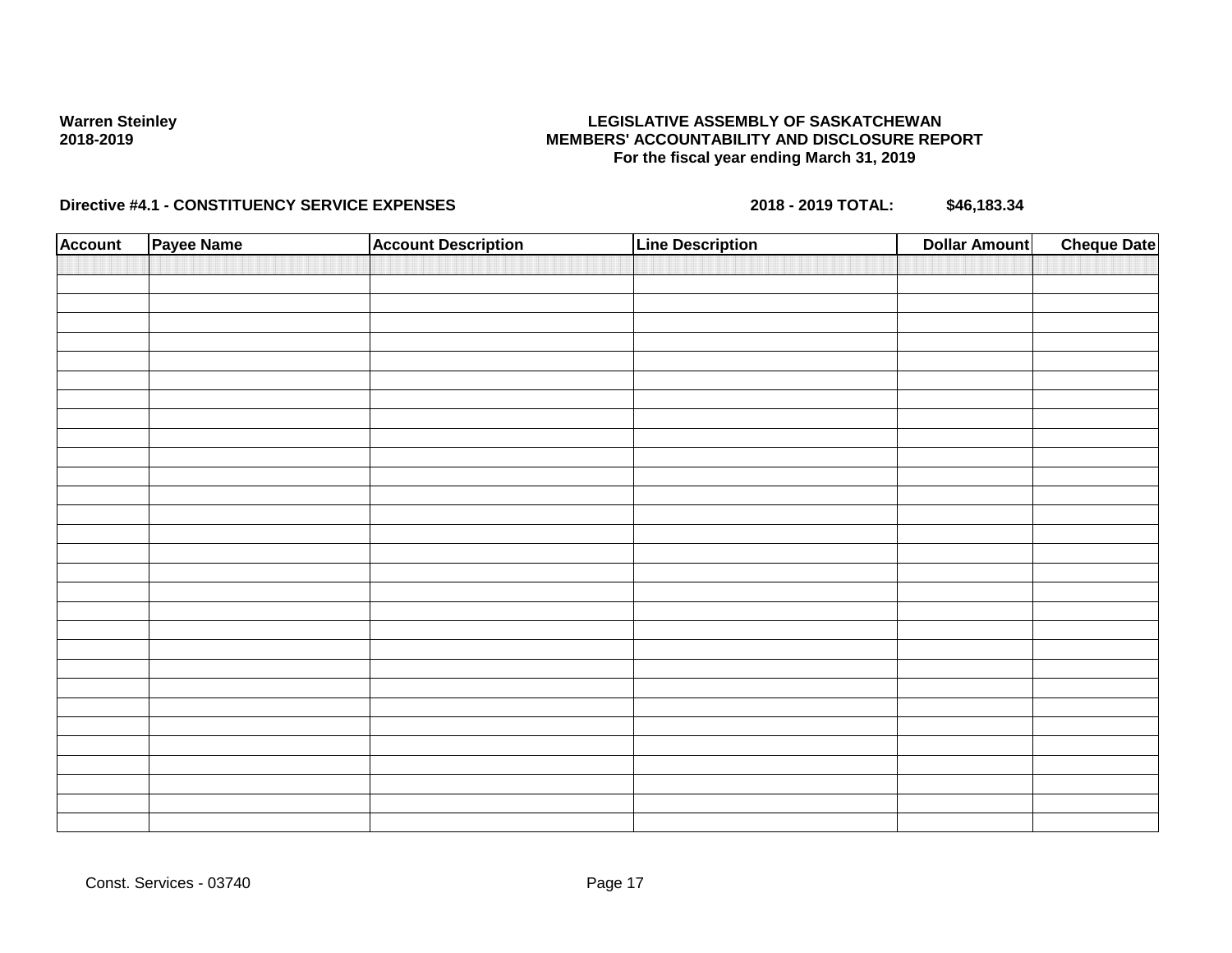**Warren Steinley**
**2018-2019**

**LEGISLATIVE ASSEMBLY OF SASKATCHEWAN**
**MEMBERS' ACCOUNTABILITY AND DISCLOSURE REPORT**
**For the fiscal year ending March 31, 2019**

**Directive #4.1 - CONSTITUENCY SERVICE EXPENSES** **2018 - 2019 TOTAL: $46,183.34**

| Account | Payee Name | Account Description | Line Description | Dollar Amount | Cheque Date |
|---|---|---|---|---|---|
| | | | | | |

Const. Services - 03740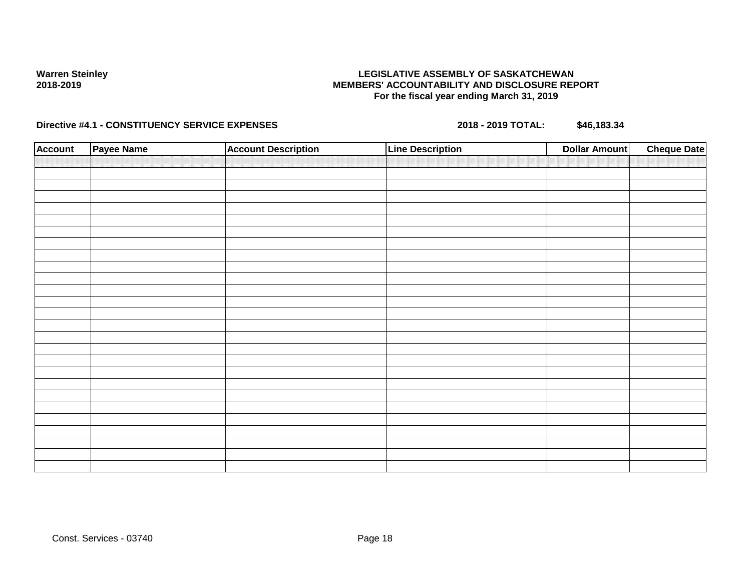**Warren Steinley**
**2018-2019**

**LEGISLATIVE ASSEMBLY OF SASKATCHEWAN**
**MEMBERS' ACCOUNTABILITY AND DISCLOSURE REPORT**
**For the fiscal year ending March 31, 2019**

**Directive #4.1 - CONSTITUENCY SERVICE EXPENSES** **2018 - 2019 TOTAL:** **$46,183.34**

| Account | Payee Name | Account Description | Line Description | Dollar Amount | Cheque Date |
|---|---|---|---|---|---|
| | | | | | |
| | | | | | |
| | | | | | |
| | | | | | |
| | | | | | |
| | | | | | |
| | | | | | |
| | | | | | |
| | | | | | |
| | | | | | |
| | | | | | |
| | | | | | |
| | | | | | |
| | | | | | |
| | | | | | |
| | | | | | |
| | | | | | |
| | | | | | |
| | | | | | |
| | | | | | |
| | | | | | |
| | | | | | |
| | | | | | |
| | | | | | |
| | | | | | |
| | | | | | |

Const. Services - 03740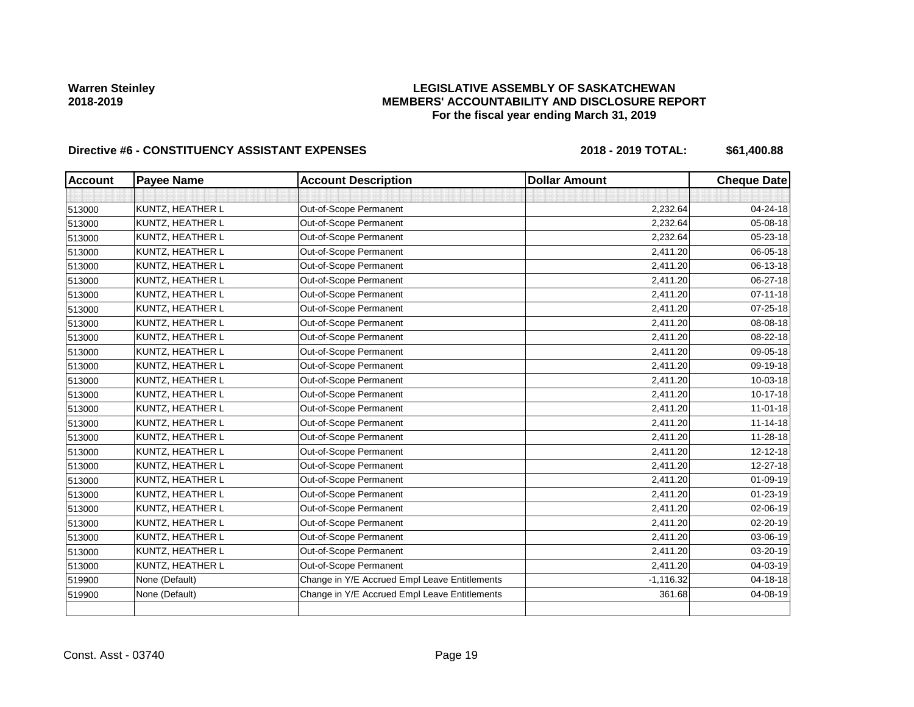**Warren Steinley**
**2018-2019**

# LEGISLATIVE ASSEMBLY OF SASKATCHEWAN
## MEMBERS' ACCOUNTABILITY AND DISCLOSURE REPORT
### For the fiscal year ending March 31, 2019

**Directive #6 - CONSTITUENCY ASSISTANT EXPENSES** **2018 - 2019 TOTAL: $61,400.88**

| Account | Payee Name | Account Description | Dollar Amount | Cheque Date |
|---|---|---|---|---|
| | | | | |
| 513000 | KUNTZ, HEATHER L | Out-of-Scope Permanent | 2,232.64 | 04-24-18 |
| 513000 | KUNTZ, HEATHER L | Out-of-Scope Permanent | 2,232.64 | 05-08-18 |
| 513000 | KUNTZ, HEATHER L | Out-of-Scope Permanent | 2,232.64 | 05-23-18 |
| 513000 | KUNTZ, HEATHER L | Out-of-Scope Permanent | 2,411.20 | 06-05-18 |
| 513000 | KUNTZ, HEATHER L | Out-of-Scope Permanent | 2,411.20 | 06-13-18 |
| 513000 | KUNTZ, HEATHER L | Out-of-Scope Permanent | 2,411.20 | 06-27-18 |
| 513000 | KUNTZ, HEATHER L | Out-of-Scope Permanent | 2,411.20 | 07-11-18 |
| 513000 | KUNTZ, HEATHER L | Out-of-Scope Permanent | 2,411.20 | 07-25-18 |
| 513000 | KUNTZ, HEATHER L | Out-of-Scope Permanent | 2,411.20 | 08-08-18 |
| 513000 | KUNTZ, HEATHER L | Out-of-Scope Permanent | 2,411.20 | 08-22-18 |
| 513000 | KUNTZ, HEATHER L | Out-of-Scope Permanent | 2,411.20 | 09-05-18 |
| 513000 | KUNTZ, HEATHER L | Out-of-Scope Permanent | 2,411.20 | 09-19-18 |
| 513000 | KUNTZ, HEATHER L | Out-of-Scope Permanent | 2,411.20 | 10-03-18 |
| 513000 | KUNTZ, HEATHER L | Out-of-Scope Permanent | 2,411.20 | 10-17-18 |
| 513000 | KUNTZ, HEATHER L | Out-of-Scope Permanent | 2,411.20 | 11-01-18 |
| 513000 | KUNTZ, HEATHER L | Out-of-Scope Permanent | 2,411.20 | 11-14-18 |
| 513000 | KUNTZ, HEATHER L | Out-of-Scope Permanent | 2,411.20 | 11-28-18 |
| 513000 | KUNTZ, HEATHER L | Out-of-Scope Permanent | 2,411.20 | 12-12-18 |
| 513000 | KUNTZ, HEATHER L | Out-of-Scope Permanent | 2,411.20 | 12-27-18 |
| 513000 | KUNTZ, HEATHER L | Out-of-Scope Permanent | 2,411.20 | 01-09-19 |
| 513000 | KUNTZ, HEATHER L | Out-of-Scope Permanent | 2,411.20 | 01-23-19 |
| 513000 | KUNTZ, HEATHER L | Out-of-Scope Permanent | 2,411.20 | 02-06-19 |
| 513000 | KUNTZ, HEATHER L | Out-of-Scope Permanent | 2,411.20 | 02-20-19 |
| 513000 | KUNTZ, HEATHER L | Out-of-Scope Permanent | 2,411.20 | 03-06-19 |
| 513000 | KUNTZ, HEATHER L | Out-of-Scope Permanent | 2,411.20 | 03-20-19 |
| 513000 | KUNTZ, HEATHER L | Out-of-Scope Permanent | 2,411.20 | 04-03-19 |
| 519900 | None (Default) | Change in Y/E Accrued Empl Leave Entitlements | -1,116.32 | 04-18-18 |
| 519900 | None (Default) | Change in Y/E Accrued Empl Leave Entitlements | 361.68 | 04-08-19 |
| | | | | |

Const. Asst - 03740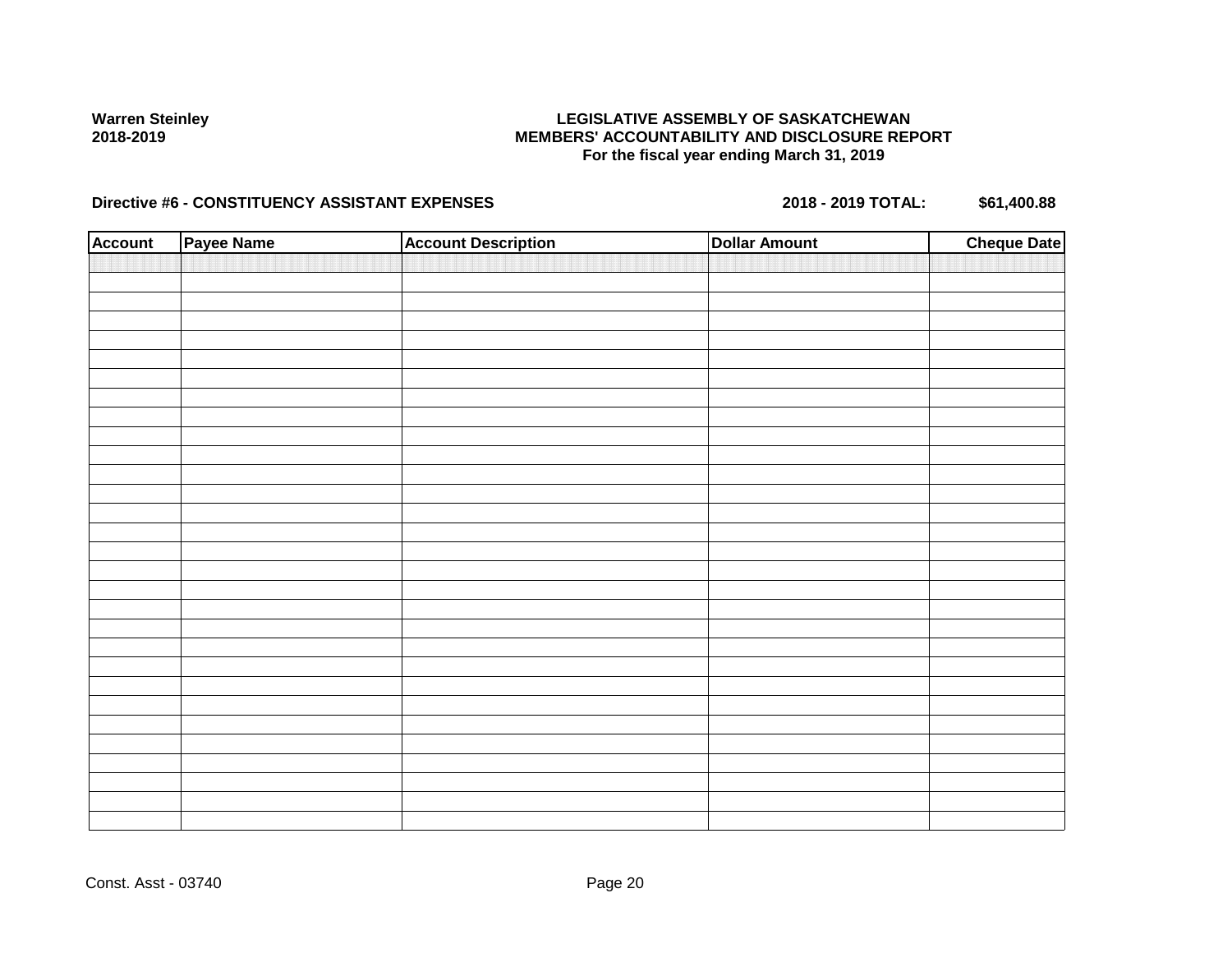**Warren Steinley**
**2018-2019**

**LEGISLATIVE ASSEMBLY OF SASKATCHEWAN**
**MEMBERS' ACCOUNTABILITY AND DISCLOSURE REPORT**
**For the fiscal year ending March 31, 2019**

**Directive #6 - CONSTITUENCY ASSISTANT EXPENSES** **2018 - 2019 TOTAL: $61,400.88**

| Account | Payee Name | Account Description | Dollar Amount | Cheque Date |
|---|---|---|---|---|
| | | | | |

Const. Asst - 03740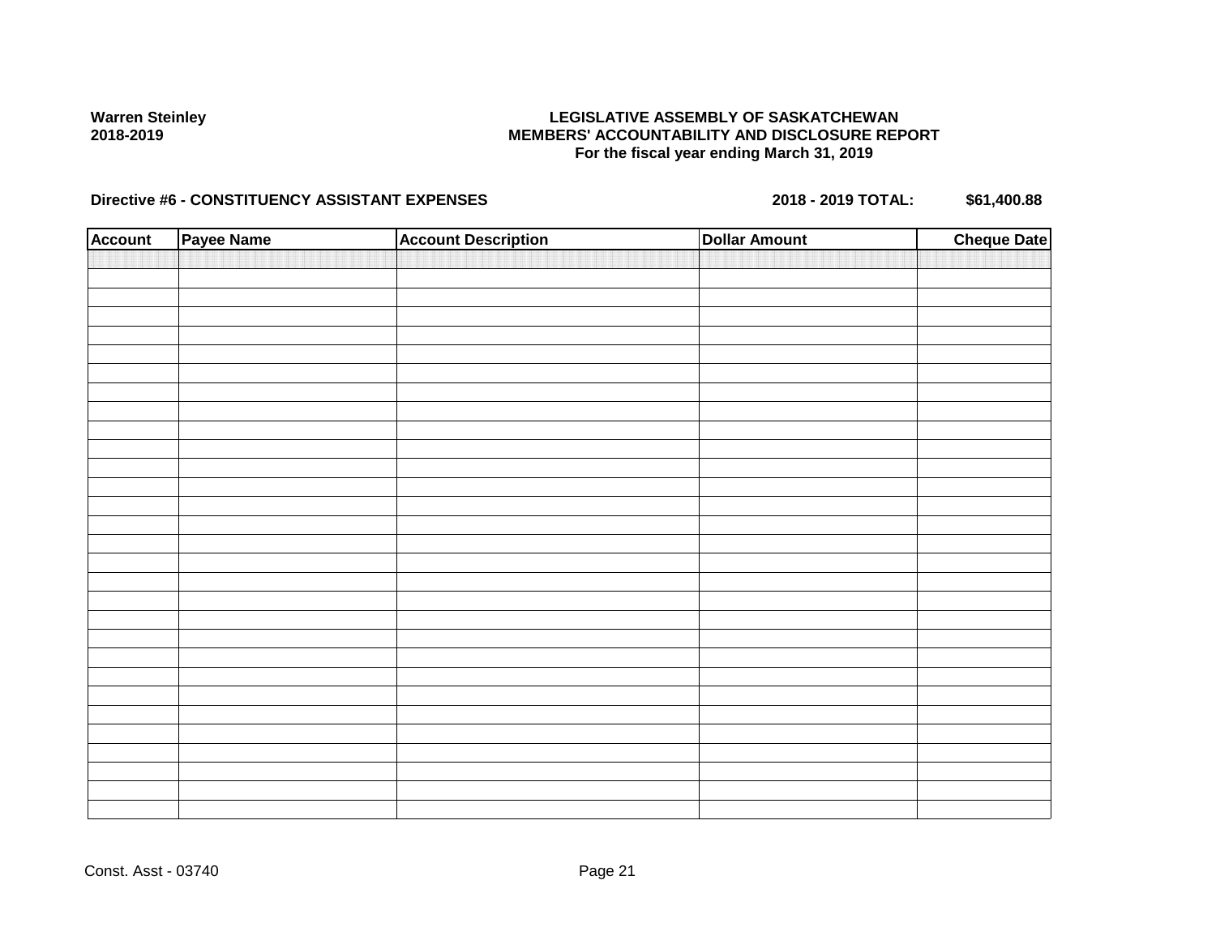**Warren Steinley**
**2018-2019**

**LEGISLATIVE ASSEMBLY OF SASKATCHEWAN**
**MEMBERS' ACCOUNTABILITY AND DISCLOSURE REPORT**
**For the fiscal year ending March 31, 2019**

**Directive #6 - CONSTITUENCY ASSISTANT EXPENSES** **2018 - 2019 TOTAL: $61,400.88**

| Account | Payee Name | Account Description | Dollar Amount | Cheque Date |
|---|---|---|---|---|
| | | | | |

Const. Asst - 03740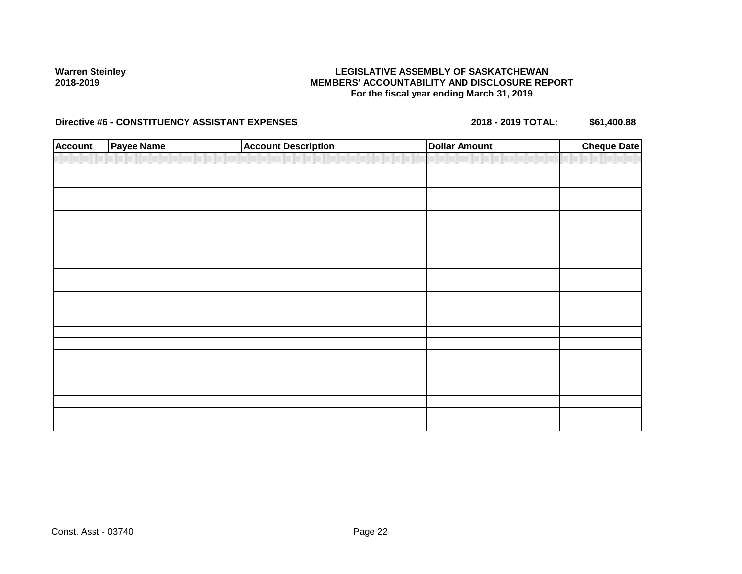**Warren Steinley**
**2018-2019**

**LEGISLATIVE ASSEMBLY OF SASKATCHEWAN**
**MEMBERS' ACCOUNTABILITY AND DISCLOSURE REPORT**
**For the fiscal year ending March 31, 2019**

**Directive #6 - CONSTITUENCY ASSISTANT EXPENSES** **2018 - 2019 TOTAL: $61,400.88**

| Account | Payee Name | Account Description | Dollar Amount | Cheque Date |
|---|---|---|---|---|
| | | | | |

Const. Asst - 03740